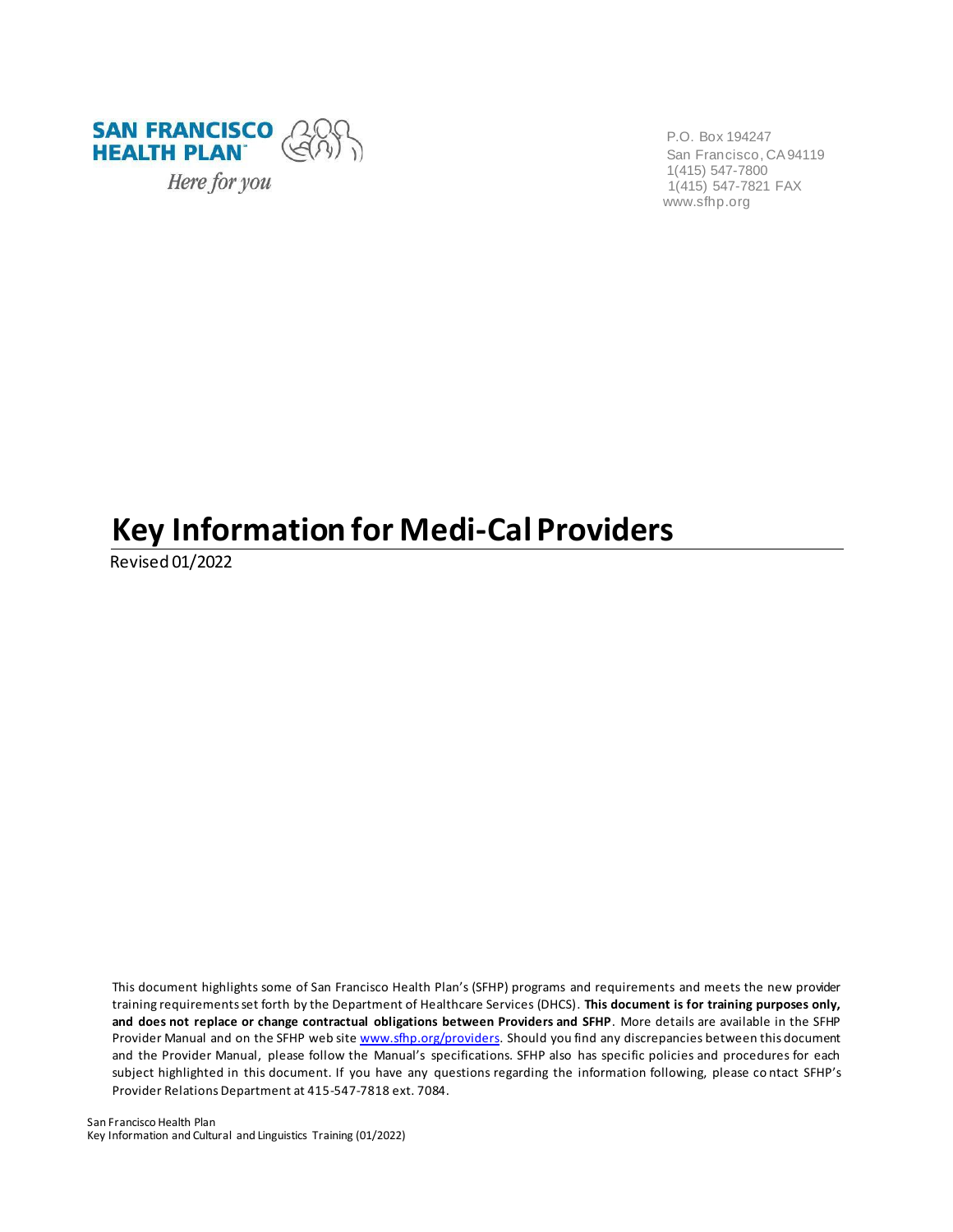SAN FRANCISCO HEALTH PLAN

*Here for you*

P.O. Box 194247
San Francisco, CA 94119
1(415) 547-7800
1(415) 547-7821 FAX
www.sfhp.org

# Key Information for Medi-Cal Providers

Revised 01/2022

This document highlights some of San Francisco Health Plan's (SFHP) programs and requirements and meets the new provider training requirements set forth by the Department of Healthcare Services (DHCS). **This document is for training purposes only, and does not replace or change contractual obligations between Providers and SFHP**. More details are available in the SFHP Provider Manual and on the SFHP web site [www.sfhp.org/providers](www.sfhp.org/providers). Should you find any discrepancies between this document and the Provider Manual, please follow the Manual's specifications. SFHP also has specific policies and procedures for each subject highlighted in this document. If you have any questions regarding the information following, please contact SFHP's Provider Relations Department at 415-547-7818 ext. 7084.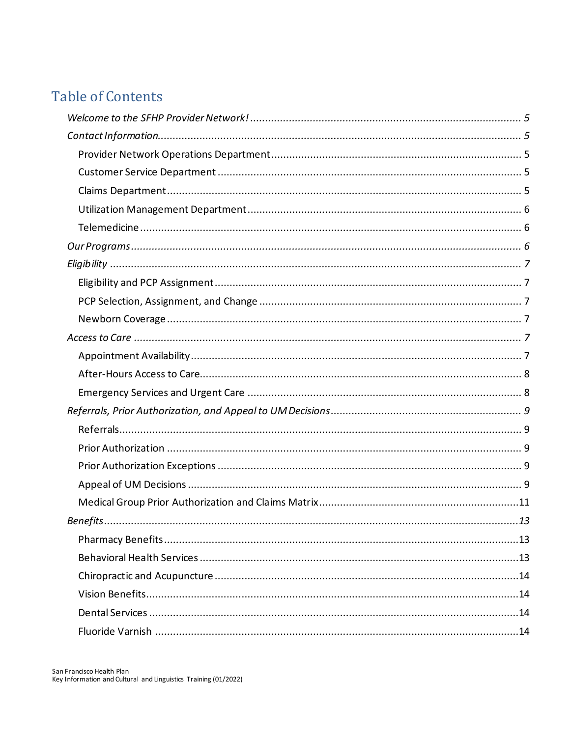## Table of Contents

*Welcome to the SFHP Provider Network!* ........ *5*

*Contact Information* ........ *5*

- Provider Network Operations Department ........ 5
- Customer Service Department ........ 5
- Claims Department ........ 5
- Utilization Management Department ........ 6
- Telemedicine ........ 6

*Our Programs* ........ *6*

*Eligibility* ........ *7*

- Eligibility and PCP Assignment ........ 7
- PCP Selection, Assignment, and Change ........ 7
- Newborn Coverage ........ 7

*Access to Care* ........ *7*

- Appointment Availability ........ 7
- After-Hours Access to Care ........ 8
- Emergency Services and Urgent Care ........ 8

*Referrals, Prior Authorization, and Appeal to UM Decisions* ........ *9*

- Referrals ........ 9
- Prior Authorization ........ 9
- Prior Authorization Exceptions ........ 9
- Appeal of UM Decisions ........ 9
- Medical Group Prior Authorization and Claims Matrix ........ 11

*Benefits* ........ *13*

- Pharmacy Benefits ........ 13
- Behavioral Health Services ........ 13
- Chiropractic and Acupuncture ........ 14
- Vision Benefits ........ 14
- Dental Services ........ 14
- Fluoride Varnish ........ 14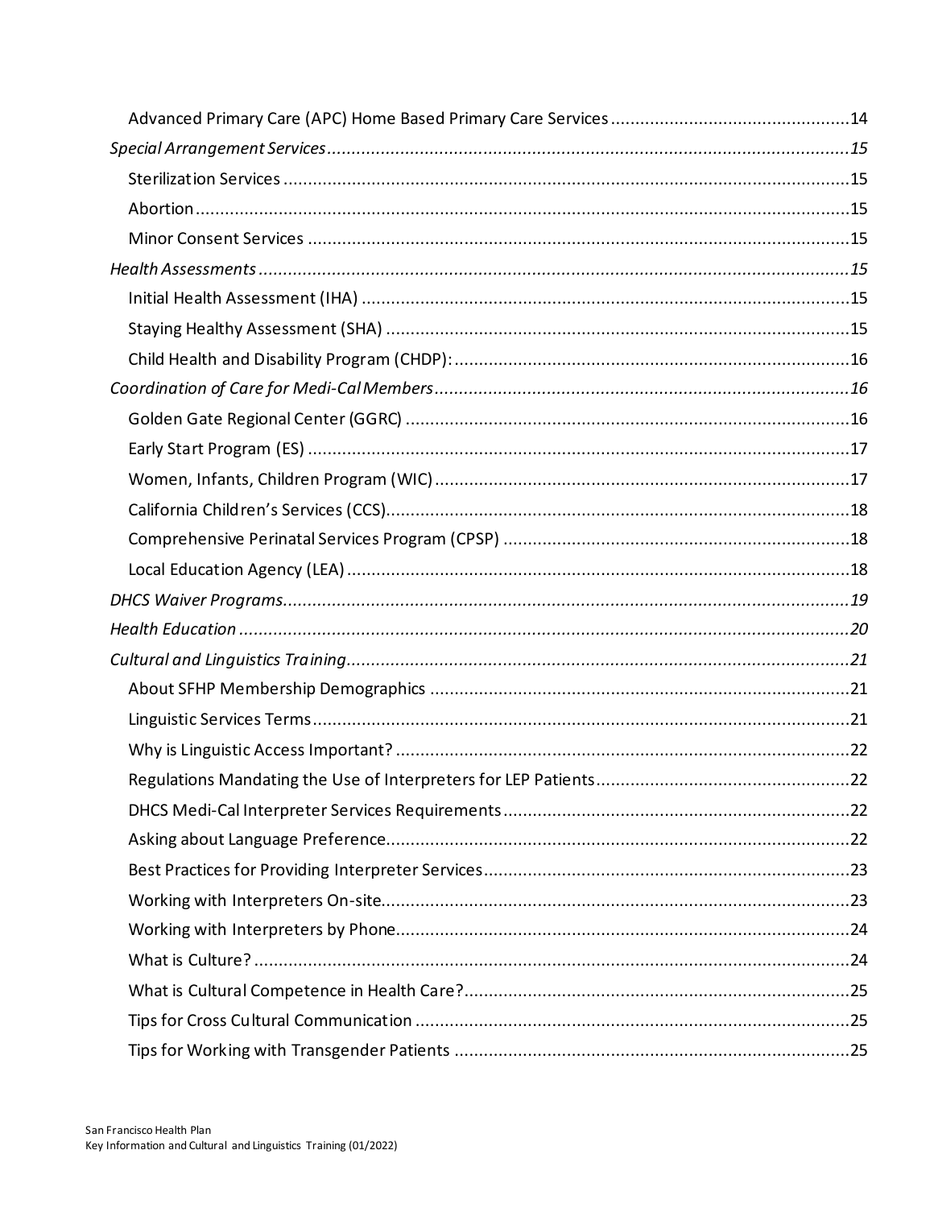Advanced Primary Care (APC) Home Based Primary Care Services ........ 14

*Special Arrangement Services* ........ *15*

Sterilization Services ........ 15

Abortion ........ 15

Minor Consent Services ........ 15

*Health Assessments* ........ *15*

Initial Health Assessment (IHA) ........ 15

Staying Healthy Assessment (SHA) ........ 15

Child Health and Disability Program (CHDP): ........ 16

*Coordination of Care for Medi-Cal Members* ........ *16*

Golden Gate Regional Center (GGRC) ........ 16

Early Start Program (ES) ........ 17

Women, Infants, Children Program (WIC) ........ 17

California Children's Services (CCS) ........ 18

Comprehensive Perinatal Services Program (CPSP) ........ 18

Local Education Agency (LEA) ........ 18

*DHCS Waiver Programs* ........ *19*

*Health Education* ........ *20*

*Cultural and Linguistics Training* ........ *21*

About SFHP Membership Demographics ........ 21

Linguistic Services Terms ........ 21

Why is Linguistic Access Important? ........ 22

Regulations Mandating the Use of Interpreters for LEP Patients ........ 22

DHCS Medi-Cal Interpreter Services Requirements ........ 22

Asking about Language Preference ........ 22

Best Practices for Providing Interpreter Services ........ 23

Working with Interpreters On-site ........ 23

Working with Interpreters by Phone ........ 24

What is Culture? ........ 24

What is Cultural Competence in Health Care? ........ 25

Tips for Cross Cultural Communication ........ 25

Tips for Working with Transgender Patients ........ 25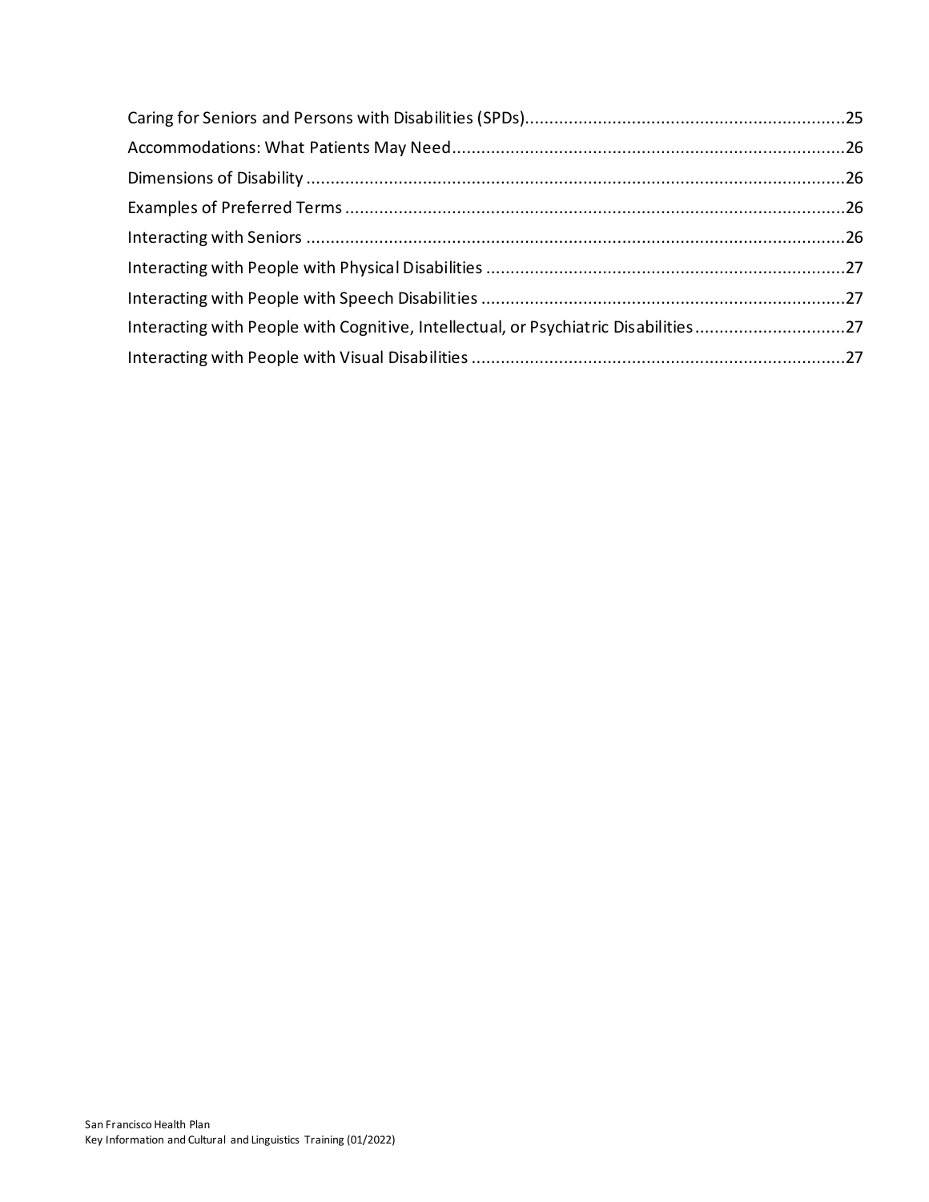Caring for Seniors and Persons with Disabilities (SPDs)....25
Accommodations: What Patients May Need....26
Dimensions of Disability....26
Examples of Preferred Terms....26
Interacting with Seniors....26
Interacting with People with Physical Disabilities....27
Interacting with People with Speech Disabilities....27
Interacting with People with Cognitive, Intellectual, or Psychiatric Disabilities....27
Interacting with People with Visual Disabilities....27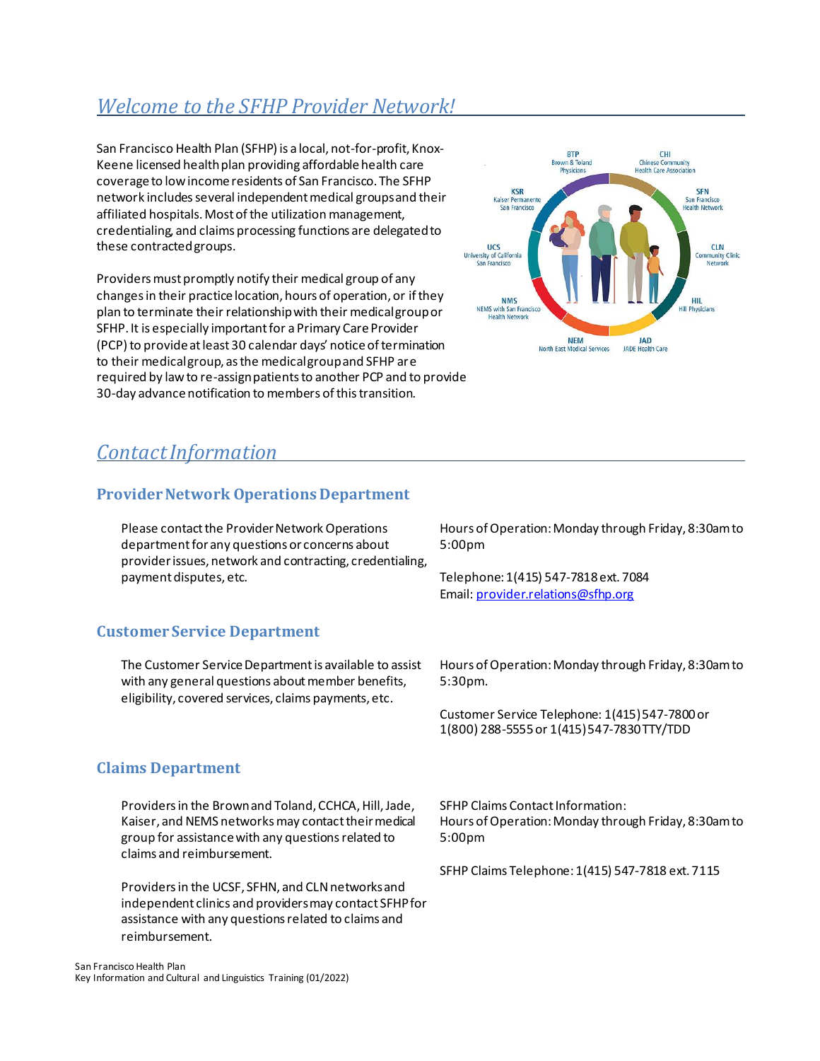# *Welcome to the SFHP Provider Network!*

San Francisco Health Plan (SFHP) is a local, not-for-profit, Knox-Keene licensed health plan providing affordable health care coverage to low income residents of San Francisco. The SFHP network includes several independent medical groups and their affiliated hospitals. Most of the utilization management, credentialing, and claims processing functions are delegated to these contracted groups.

Providers must promptly notify their medical group of any changes in their practice location, hours of operation, or if they plan to terminate their relationship with their medical group or SFHP. It is especially important for a Primary Care Provider (PCP) to provide at least 30 calendar days' notice of termination to their medical group, as the medical group and SFHP are required by law to re-assign patients to another PCP and to provide 30-day advance notification to members of this transition.

BTP Brown & Toland Physicians
CHI Chinese Community Health Care Association
SFN San Francisco Health Network
CLN Community Clinic Network
HIL Hill Physicians
JAD JADE Health Care
NEM North East Medical Services
NMS NEMS with San Francisco Health Network
UCS University of California San Francisco
KSR Kaiser Permanente San Francisco

# *Contact Information*

## Provider Network Operations Department

Please contact the Provider Network Operations department for any questions or concerns about provider issues, network and contracting, credentialing, payment disputes, etc.

Hours of Operation: Monday through Friday, 8:30am to 5:00pm

Telephone: 1(415) 547-7818 ext. 7084
Email: provider.relations@sfhp.org

## Customer Service Department

The Customer Service Department is available to assist with any general questions about member benefits, eligibility, covered services, claims payments, etc.

Hours of Operation: Monday through Friday, 8:30am to 5:30pm.

Customer Service Telephone: 1(415) 547-7800 or 1(800) 288-5555 or 1(415) 547-7830 TTY/TDD

## Claims Department

Providers in the Brown and Toland, CCHCA, Hill, Jade, Kaiser, and NEMS networks may contact their medical group for assistance with any questions related to claims and reimbursement.

Providers in the UCSF, SFHN, and CLN networks and independent clinics and providers may contact SFHP for assistance with any questions related to claims and reimbursement.

SFHP Claims Contact Information:
Hours of Operation: Monday through Friday, 8:30am to 5:00pm

SFHP Claims Telephone: 1(415) 547-7818 ext. 7115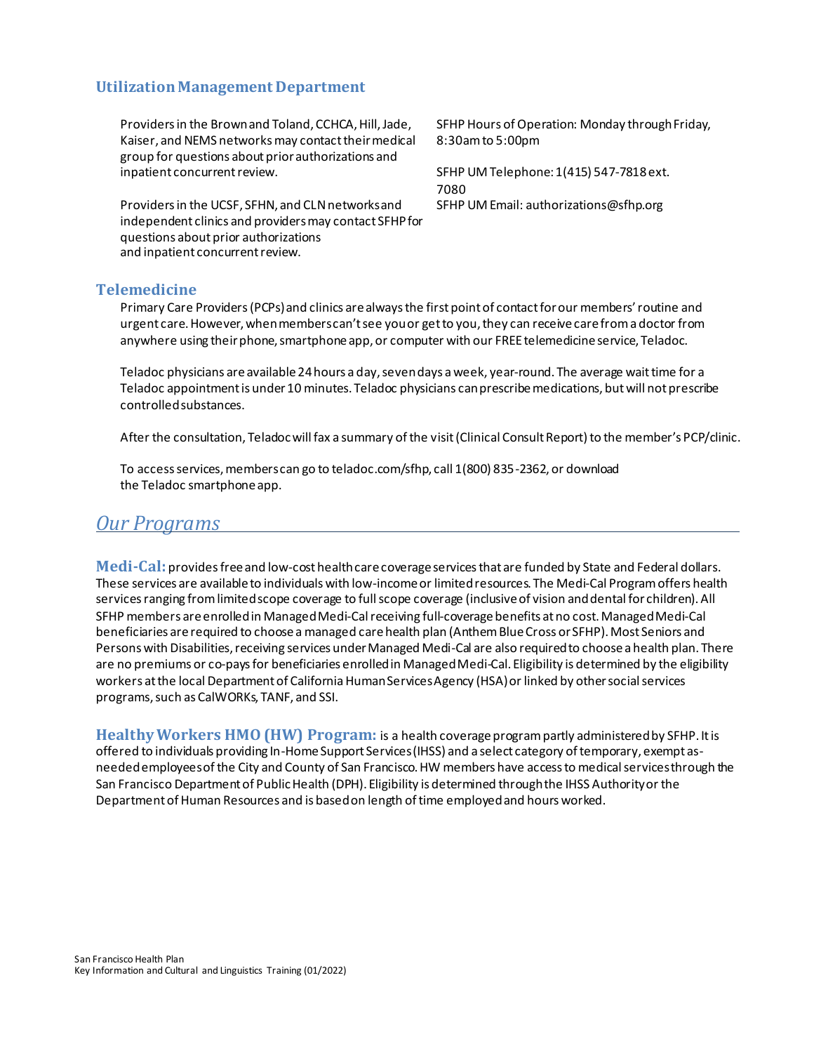### Utilization Management Department

Providers in the Brown and Toland, CCHCA, Hill, Jade, Kaiser, and NEMS networks may contact their medical group for questions about prior authorizations and inpatient concurrent review.

Providers in the UCSF, SFHN, and CLN networks and independent clinics and providers may contact SFHP for questions about prior authorizations and inpatient concurrent review.

SFHP Hours of Operation: Monday through Friday, 8:30am to 5:00pm

SFHP UM Telephone: 1(415) 547-7818 ext. 7080

SFHP UM Email: authorizations@sfhp.org

### Telemedicine

Primary Care Providers (PCPs) and clinics are always the first point of contact for our members' routine and urgent care. However, when members can't see you or get to you, they can receive care from a doctor from anywhere using their phone, smartphone app, or computer with our FREE telemedicine service, Teladoc.

Teladoc physicians are available 24 hours a day, seven days a week, year-round. The average wait time for a Teladoc appointment is under 10 minutes. Teladoc physicians can prescribe medications, but will not prescribe controlled substances.

After the consultation, Teladoc will fax a summary of the visit (Clinical Consult Report) to the member's PCP/clinic.

To access services, members can go to teladoc.com/sfhp, call 1(800) 835-2362, or download the Teladoc smartphone app.

## *Our Programs*

**Medi-Cal:** provides free and low-cost health care coverage services that are funded by State and Federal dollars. These services are available to individuals with low-income or limited resources. The Medi-Cal Program offers health services ranging from limited scope coverage to full scope coverage (inclusive of vision and dental for children). All SFHP members are enrolled in Managed Medi-Cal receiving full-coverage benefits at no cost. Managed Medi-Cal beneficiaries are required to choose a managed care health plan (Anthem Blue Cross or SFHP). Most Seniors and Persons with Disabilities, receiving services under Managed Medi-Cal are also required to choose a health plan. There are no premiums or co-pays for beneficiaries enrolled in Managed Medi-Cal. Eligibility is determined by the eligibility workers at the local Department of California Human Services Agency (HSA) or linked by other social services programs, such as CalWORKs, TANF, and SSI.

**Healthy Workers HMO (HW) Program:** is a health coverage program partly administered by SFHP. It is offered to individuals providing In-Home Support Services (IHSS) and a select category of temporary, exempt as-needed employees of the City and County of San Francisco. HW members have access to medical services through the San Francisco Department of Public Health (DPH). Eligibility is determined through the IHSS Authority or the Department of Human Resources and is based on length of time employed and hours worked.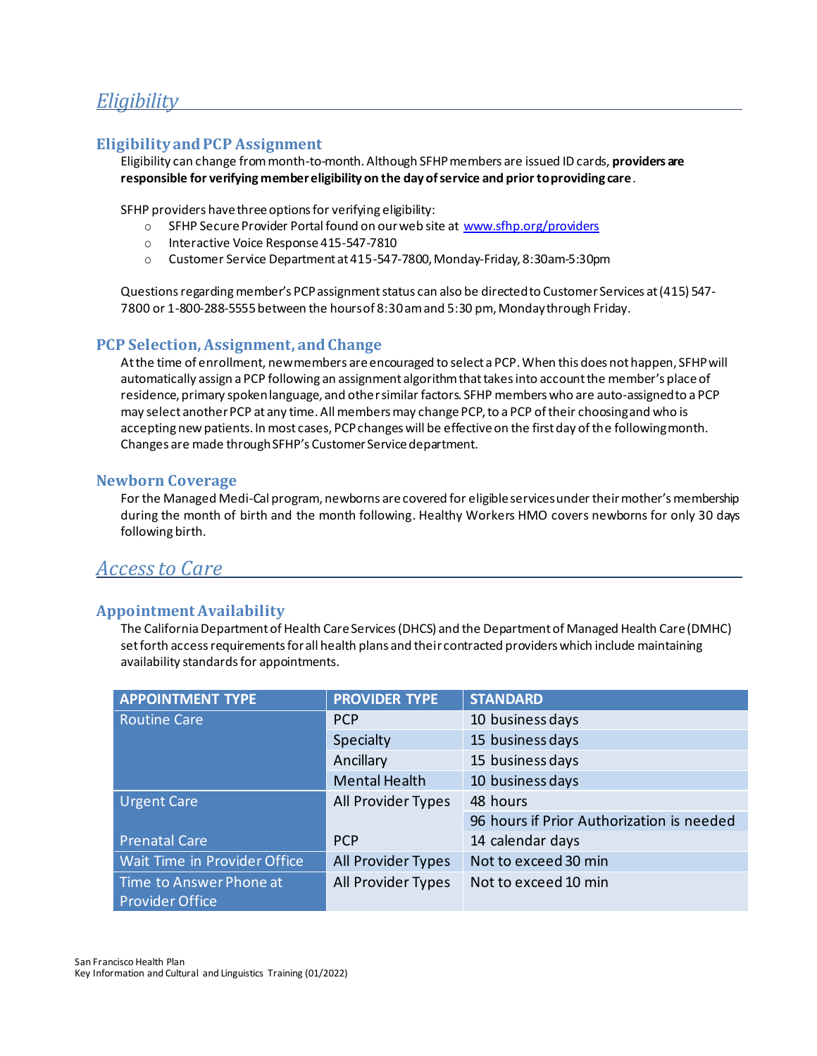## *Eligibility*

### Eligibility and PCP Assignment

Eligibility can change from month-to-month. Although SFHP members are issued ID cards, **providers are responsible for verifying member eligibility on the day of service and prior to providing care**.

SFHP providers have three options for verifying eligibility:

- SFHP Secure Provider Portal found on our web site at [www.sfhp.org/providers](www.sfhp.org/providers)
- Interactive Voice Response 415-547-7810
- Customer Service Department at 415-547-7800, Monday-Friday, 8:30am-5:30pm

Questions regarding member's PCP assignment status can also be directed to Customer Services at (415) 547-7800 or 1-800-288-5555 between the hours of 8:30 am and 5:30 pm, Monday through Friday.

### PCP Selection, Assignment, and Change

At the time of enrollment, new members are encouraged to select a PCP. When this does not happen, SFHP will automatically assign a PCP following an assignment algorithm that takes into account the member's place of residence, primary spoken language, and other similar factors. SFHP members who are auto-assigned to a PCP may select another PCP at any time. All members may change PCP, to a PCP of their choosing and who is accepting new patients. In most cases, PCP changes will be effective on the first day of the following month. Changes are made through SFHP's Customer Service department.

### Newborn Coverage

For the Managed Medi-Cal program, newborns are covered for eligible services under their mother's membership during the month of birth and the month following. Healthy Workers HMO covers newborns for only 30 days following birth.

## *Access to Care*

### Appointment Availability

The California Department of Health Care Services (DHCS) and the Department of Managed Health Care (DMHC) set forth access requirements for all health plans and their contracted providers which include maintaining availability standards for appointments.

| APPOINTMENT TYPE | PROVIDER TYPE | STANDARD |
|---|---|---|
| Routine Care | PCP | 10 business days |
| | Specialty | 15 business days |
| | Ancillary | 15 business days |
| | Mental Health | 10 business days |
| Urgent Care | All Provider Types | 48 hours |
| | | 96 hours if Prior Authorization is needed |
| Prenatal Care | PCP | 14 calendar days |
| Wait Time in Provider Office | All Provider Types | Not to exceed 30 min |
| Time to Answer Phone at Provider Office | All Provider Types | Not to exceed 10 min |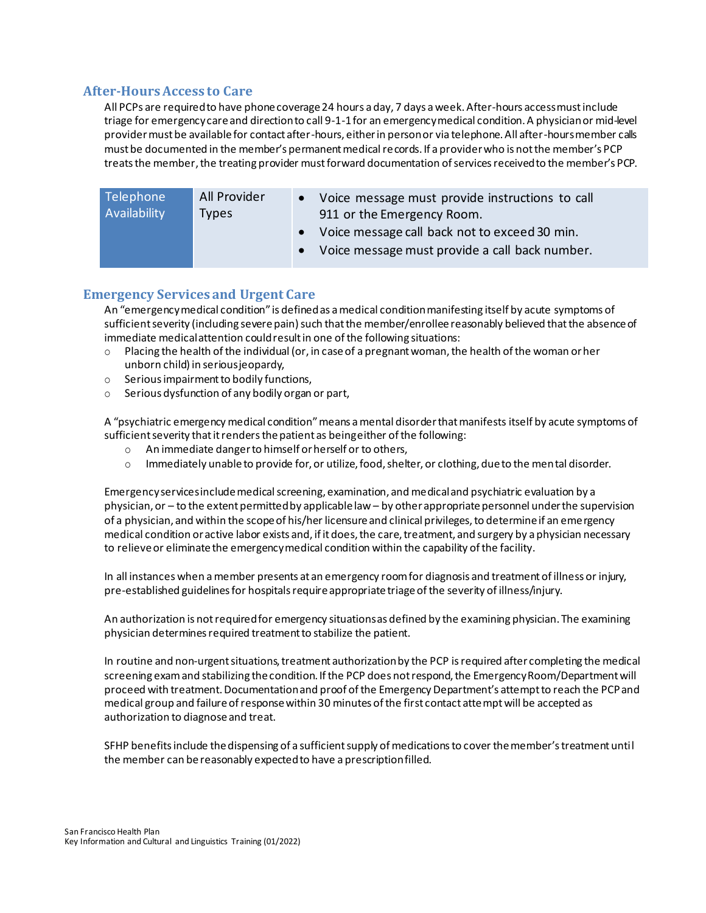## After-Hours Access to Care

All PCPs are required to have phone coverage 24 hours a day, 7 days a week. After-hours access must include triage for emergency care and direction to call 9-1-1 for an emergency medical condition. A physician or mid-level provider must be available for contact after-hours, either in person or via telephone. All after-hours member calls must be documented in the member's permanent medical records. If a provider who is not the member's PCP treats the member, the treating provider must forward documentation of services received to the member's PCP.

| | | |
|---|---|---|
| Telephone Availability | All Provider Types | • Voice message must provide instructions to call 911 or the Emergency Room.<br>• Voice message call back not to exceed 30 min.<br>• Voice message must provide a call back number. |

## Emergency Services and Urgent Care

An "emergency medical condition" is defined as a medical condition manifesting itself by acute symptoms of sufficient severity (including severe pain) such that the member/enrollee reasonably believed that the absence of immediate medical attention could result in one of the following situations:

- Placing the health of the individual (or, in case of a pregnant woman, the health of the woman or her unborn child) in serious jeopardy,
- Serious impairment to bodily functions,
- Serious dysfunction of any bodily organ or part,

A "psychiatric emergency medical condition" means a mental disorder that manifests itself by acute symptoms of sufficient severity that it renders the patient as being either of the following:

- An immediate danger to himself or herself or to others,
- Immediately unable to provide for, or utilize, food, shelter, or clothing, due to the mental disorder.

Emergency services include medical screening, examination, and medical and psychiatric evaluation by a physician, or – to the extent permitted by applicable law – by other appropriate personnel under the supervision of a physician, and within the scope of his/her licensure and clinical privileges, to determine if an emergency medical condition or active labor exists and, if it does, the care, treatment, and surgery by a physician necessary to relieve or eliminate the emergency medical condition within the capability of the facility.

In all instances when a member presents at an emergency room for diagnosis and treatment of illness or injury, pre-established guidelines for hospitals require appropriate triage of the severity of illness/injury.

An authorization is not required for emergency situations as defined by the examining physician. The examining physician determines required treatment to stabilize the patient.

In routine and non-urgent situations, treatment authorization by the PCP is required after completing the medical screening exam and stabilizing the condition. If the PCP does not respond, the Emergency Room/Department will proceed with treatment. Documentation and proof of the Emergency Department's attempt to reach the PCP and medical group and failure of response within 30 minutes of the first contact attempt will be accepted as authorization to diagnose and treat.

SFHP benefits include the dispensing of a sufficient supply of medications to cover the member's treatment until the member can be reasonably expected to have a prescription filled.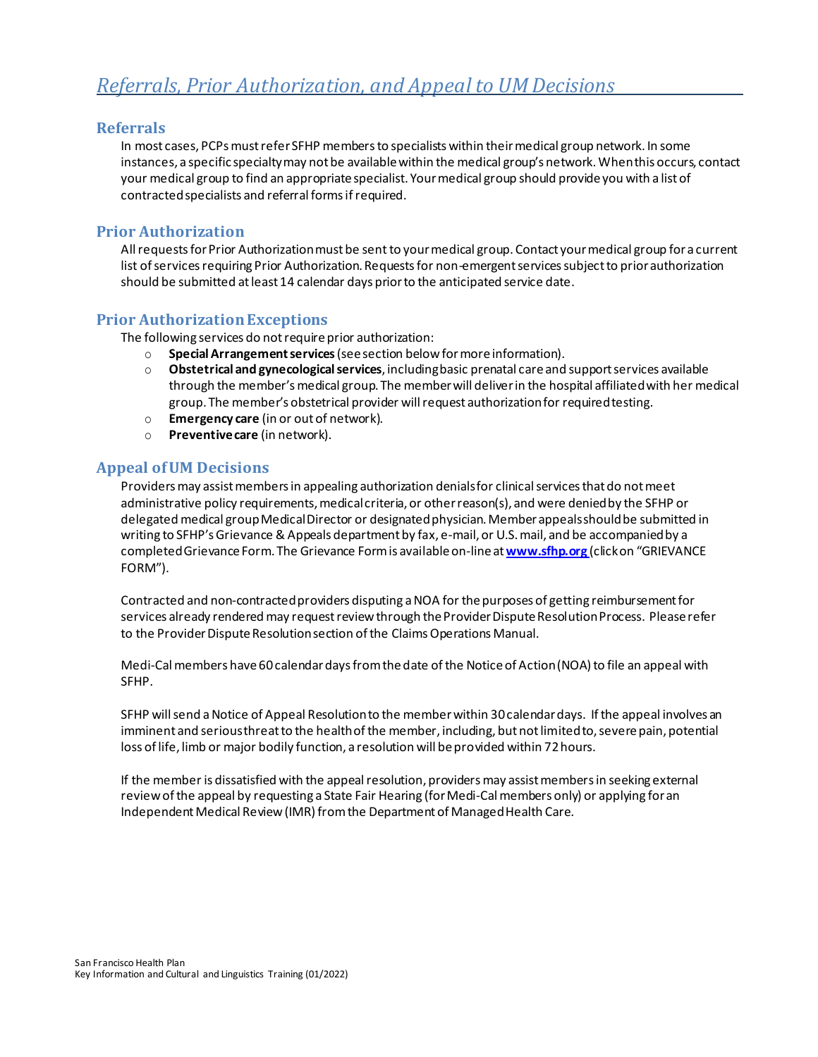# *Referrals, Prior Authorization, and Appeal to UM Decisions*

## Referrals

In most cases, PCPs must refer SFHP members to specialists within their medical group network. In some instances, a specific specialty may not be available within the medical group's network. When this occurs, contact your medical group to find an appropriate specialist. Your medical group should provide you with a list of contracted specialists and referral forms if required.

## Prior Authorization

All requests for Prior Authorization must be sent to your medical group. Contact your medical group for a current list of services requiring Prior Authorization. Requests for non-emergent services subject to prior authorization should be submitted at least 14 calendar days prior to the anticipated service date.

## Prior Authorization Exceptions

The following services do not require prior authorization:

- **Special Arrangement services** (see section below for more information).
- **Obstetrical and gynecological services**, including basic prenatal care and support services available through the member's medical group. The member will deliver in the hospital affiliated with her medical group. The member's obstetrical provider will request authorization for required testing.
- **Emergency care** (in or out of network).
- **Preventive care** (in network).

## Appeal of UM Decisions

Providers may assist members in appealing authorization denials for clinical services that do not meet administrative policy requirements, medical criteria, or other reason(s), and were denied by the SFHP or delegated medical group Medical Director or designated physician. Member appeals should be submitted in writing to SFHP's Grievance & Appeals department by fax, e-mail, or U.S. mail, and be accompanied by a completed Grievance Form. The Grievance Form is available on-line at **www.sfhp.org** (click on "GRIEVANCE FORM").

Contracted and non-contracted providers disputing a NOA for the purposes of getting reimbursement for services already rendered may request review through the Provider Dispute Resolution Process. Please refer to the Provider Dispute Resolution section of the Claims Operations Manual.

Medi-Cal members have 60 calendar days from the date of the Notice of Action (NOA) to file an appeal with SFHP.

SFHP will send a Notice of Appeal Resolution to the member within 30 calendar days. If the appeal involves an imminent and serious threat to the health of the member, including, but not limited to, severe pain, potential loss of life, limb or major bodily function, a resolution will be provided within 72 hours.

If the member is dissatisfied with the appeal resolution, providers may assist members in seeking external review of the appeal by requesting a State Fair Hearing (for Medi-Cal members only) or applying for an Independent Medical Review (IMR) from the Department of Managed Health Care.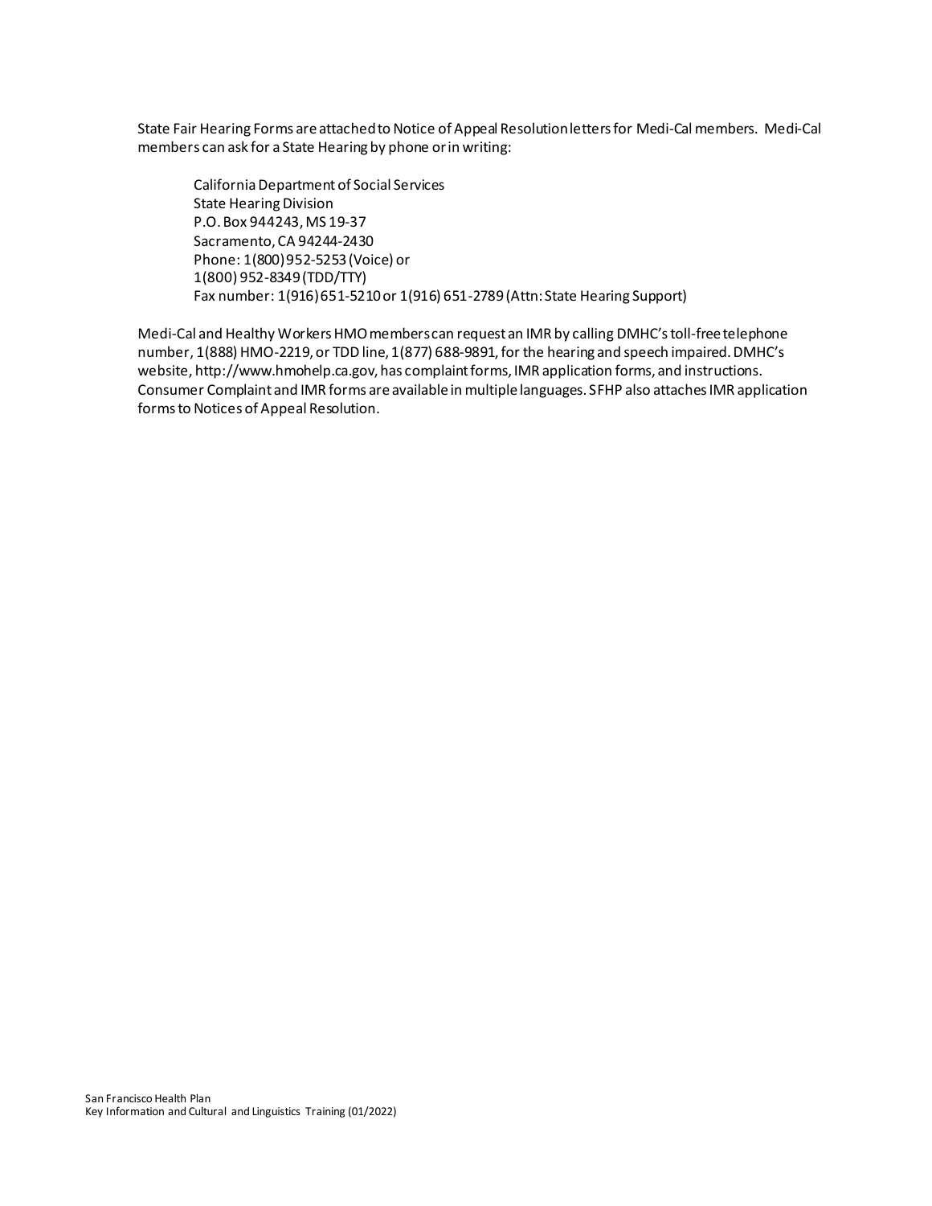State Fair Hearing Forms are attached to Notice of Appeal Resolution letters for Medi-Cal members. Medi-Cal members can ask for a State Hearing by phone or in writing:

> California Department of Social Services
> State Hearing Division
> P.O. Box 944243, MS 19-37
> Sacramento, CA 94244-2430
> Phone: 1(800) 952-5253 (Voice) or
> 1(800) 952-8349 (TDD/TTY)
> Fax number: 1(916) 651-5210 or 1(916) 651-2789 (Attn: State Hearing Support)

Medi-Cal and Healthy Workers HMO members can request an IMR by calling DMHC's toll-free telephone number, 1(888) HMO-2219, or TDD line, 1(877) 688-9891, for the hearing and speech impaired. DMHC's website, http://www.hmohelp.ca.gov, has complaint forms, IMR application forms, and instructions. Consumer Complaint and IMR forms are available in multiple languages. SFHP also attaches IMR application forms to Notices of Appeal Resolution.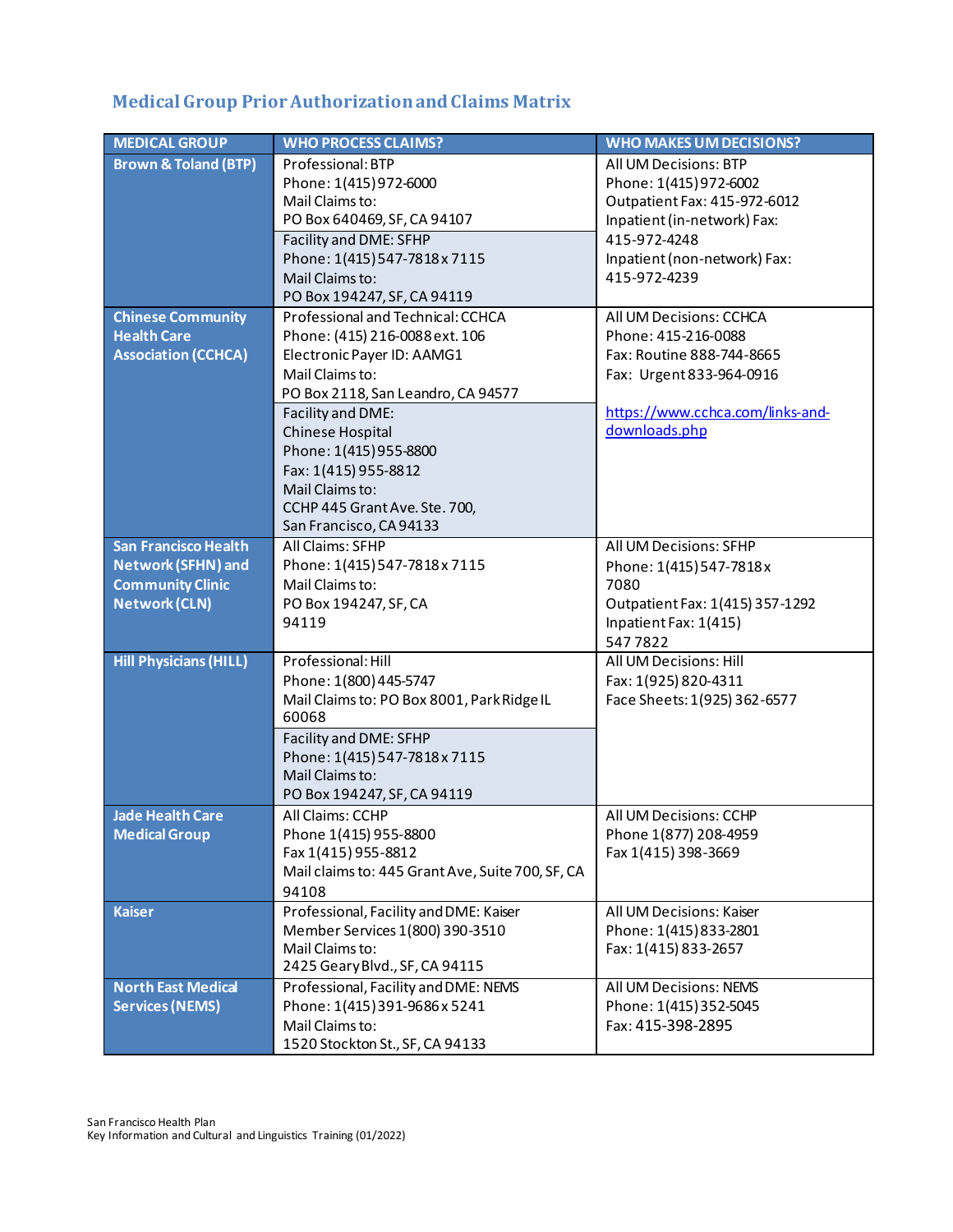## Medical Group Prior Authorization and Claims Matrix

| MEDICAL GROUP | WHO PROCESS CLAIMS? | WHO MAKES UM DECISIONS? |
|---|---|---|
| **Brown & Toland (BTP)** | Professional: BTP<br>Phone: 1(415) 972-6000<br>Mail Claims to:<br>PO Box 640469, SF, CA 94107<br><br>Facility and DME: SFHP<br>Phone: 1(415) 547-7818 x 7115<br>Mail Claims to:<br>PO Box 194247, SF, CA 94119 | All UM Decisions: BTP<br>Phone: 1(415) 972-6002<br>Outpatient Fax: 415-972-6012<br>Inpatient (in-network) Fax:<br>415-972-4248<br>Inpatient (non-network) Fax:<br>415-972-4239 |
| **Chinese Community Health Care Association (CCHCA)** | Professional and Technical: CCHCA<br>Phone: (415) 216-0088 ext. 106<br>Electronic Payer ID: AAMG1<br>Mail Claims to:<br>PO Box 2118, San Leandro, CA 94577<br><br>Facility and DME:<br>Chinese Hospital<br>Phone: 1(415) 955-8800<br>Fax: 1(415) 955-8812<br>Mail Claims to:<br>CCHP 445 Grant Ave. Ste. 700,<br>San Francisco, CA 94133 | All UM Decisions: CCHCA<br>Phone: 415-216-0088<br>Fax: Routine 888-744-8665<br>Fax: Urgent 833-964-0916<br><br>https://www.cchca.com/links-and-downloads.php |
| **San Francisco Health Network (SFHN) and Community Clinic Network (CLN)** | All Claims: SFHP<br>Phone: 1(415) 547-7818 x 7115<br>Mail Claims to:<br>PO Box 194247, SF, CA<br>94119 | All UM Decisions: SFHP<br>Phone: 1(415) 547-7818 x<br>7080<br>Outpatient Fax: 1(415) 357-1292<br>Inpatient Fax: 1(415)<br>547 7822 |
| **Hill Physicians (HILL)** | Professional: Hill<br>Phone: 1(800) 445-5747<br>Mail Claims to: PO Box 8001, Park Ridge IL<br>60068<br><br>Facility and DME: SFHP<br>Phone: 1(415) 547-7818 x 7115<br>Mail Claims to:<br>PO Box 194247, SF, CA 94119 | All UM Decisions: Hill<br>Fax: 1(925) 820-4311<br>Face Sheets: 1(925) 362-6577 |
| **Jade Health Care Medical Group** | All Claims: CCHP<br>Phone 1(415) 955-8800<br>Fax 1(415) 955-8812<br>Mail claims to: 445 Grant Ave, Suite 700, SF, CA<br>94108 | All UM Decisions: CCHP<br>Phone 1(877) 208-4959<br>Fax 1(415) 398-3669 |
| **Kaiser** | Professional, Facility and DME: Kaiser<br>Member Services 1(800) 390-3510<br>Mail Claims to:<br>2425 Geary Blvd., SF, CA 94115 | All UM Decisions: Kaiser<br>Phone: 1(415) 833-2801<br>Fax: 1(415) 833-2657 |
| **North East Medical Services (NEMS)** | Professional, Facility and DME: NEMS<br>Phone: 1(415) 391-9686 x 5241<br>Mail Claims to:<br>1520 Stockton St., SF, CA 94133 | All UM Decisions: NEMS<br>Phone: 1(415) 352-5045<br>Fax: 415-398-2895 |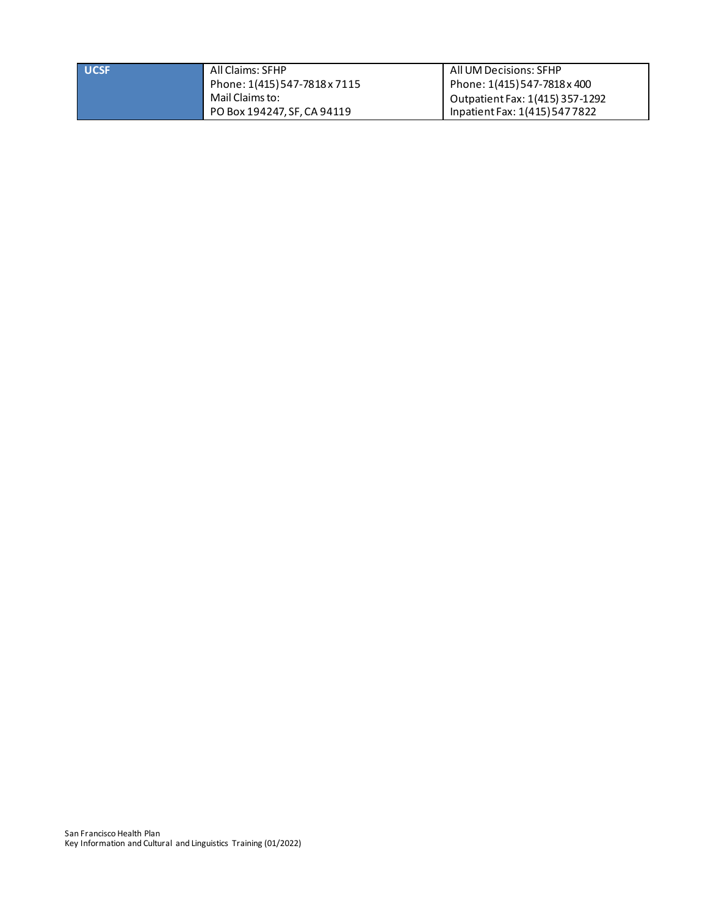| UCSF | All Claims: SFHP<br>Phone: 1(415) 547-7818 x 7115<br>Mail Claims to:<br>PO Box 194247, SF, CA 94119 | All UM Decisions: SFHP<br>Phone: 1(415) 547-7818 x 400<br>Outpatient Fax: 1(415) 357-1292<br>Inpatient Fax: 1(415) 547 7822 |
|---|---|---|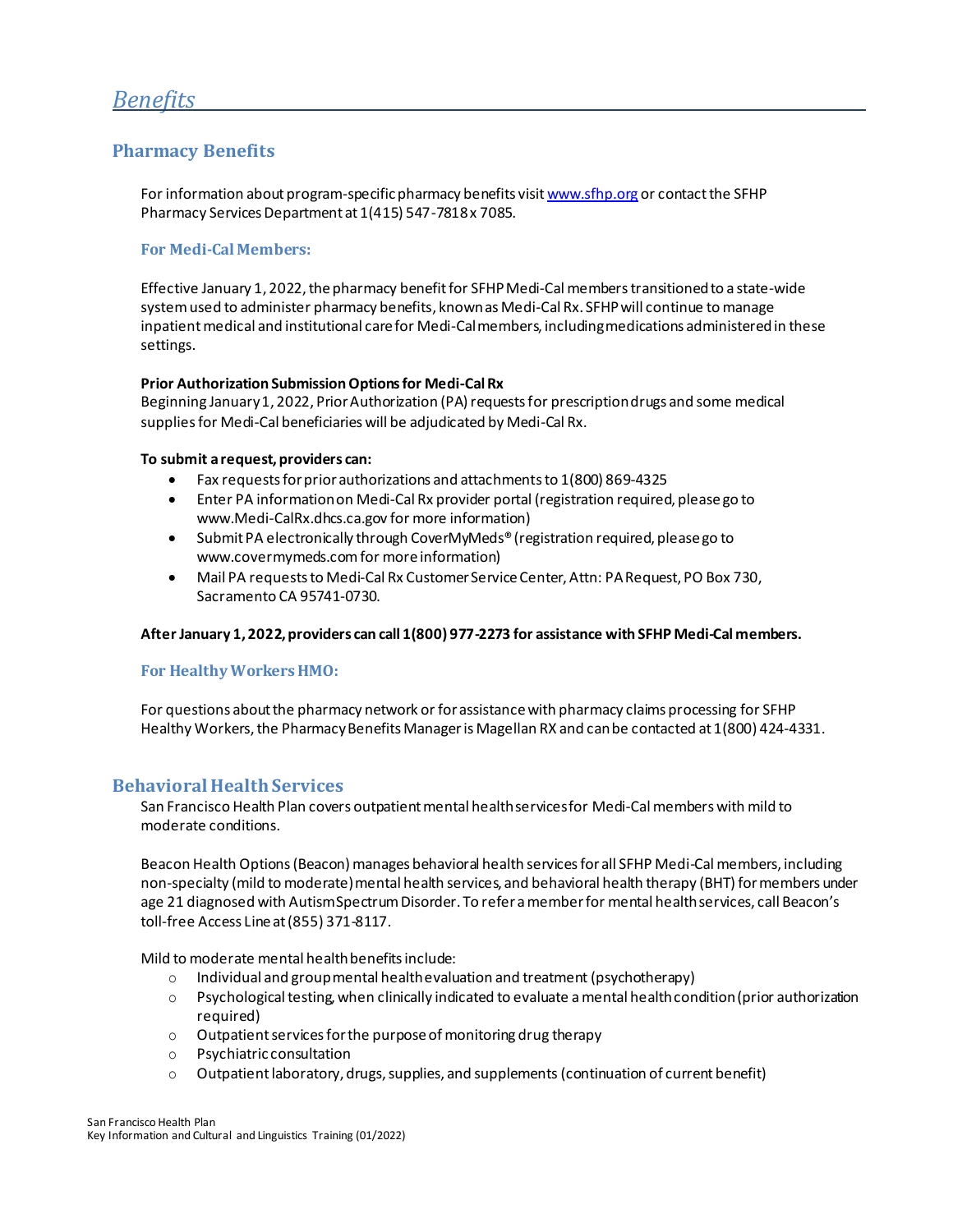# *Benefits*

## Pharmacy Benefits

For information about program-specific pharmacy benefits visit [www.sfhp.org](http://www.sfhp.org) or contact the SFHP Pharmacy Services Department at 1(415) 547-7818 x 7085.

### For Medi-Cal Members:

Effective January 1, 2022, the pharmacy benefit for SFHP Medi-Cal members transitioned to a state-wide system used to administer pharmacy benefits, known as Medi-Cal Rx. SFHP will continue to manage inpatient medical and institutional care for Medi-Cal members, including medications administered in these settings.

**Prior Authorization Submission Options for Medi-Cal Rx**
Beginning January 1, 2022, Prior Authorization (PA) requests for prescription drugs and some medical supplies for Medi-Cal beneficiaries will be adjudicated by Medi-Cal Rx.

**To submit a request, providers can:**

- Fax requests for prior authorizations and attachments to 1(800) 869-4325
- Enter PA information on Medi-Cal Rx provider portal (registration required, please go to www.Medi-CalRx.dhcs.ca.gov for more information)
- Submit PA electronically through CoverMyMeds® (registration required, please go to www.covermymeds.com for more information)
- Mail PA requests to Medi-Cal Rx Customer Service Center, Attn: PA Request, PO Box 730, Sacramento CA 95741-0730.

**After January 1, 2022, providers can call 1(800) 977-2273 for assistance with SFHP Medi-Cal members.**

### For Healthy Workers HMO:

For questions about the pharmacy network or for assistance with pharmacy claims processing for SFHP Healthy Workers, the Pharmacy Benefits Manager is Magellan RX and can be contacted at 1(800) 424-4331.

## Behavioral Health Services

San Francisco Health Plan covers outpatient mental health services for Medi-Cal members with mild to moderate conditions.

Beacon Health Options (Beacon) manages behavioral health services for all SFHP Medi-Cal members, including non-specialty (mild to moderate) mental health services, and behavioral health therapy (BHT) for members under age 21 diagnosed with Autism Spectrum Disorder. To refer a member for mental health services, call Beacon's toll-free Access Line at (855) 371-8117.

Mild to moderate mental health benefits include:

- Individual and group mental health evaluation and treatment (psychotherapy)
- Psychological testing, when clinically indicated to evaluate a mental health condition (prior authorization required)
- Outpatient services for the purpose of monitoring drug therapy
- Psychiatric consultation
- Outpatient laboratory, drugs, supplies, and supplements (continuation of current benefit)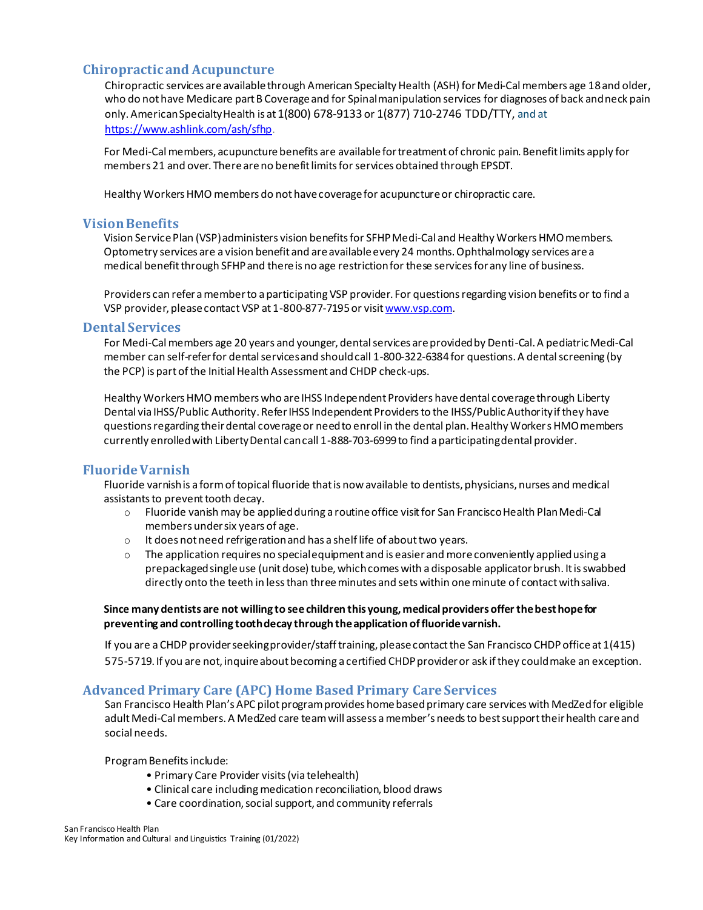## Chiropractic and Acupuncture

Chiropractic services are available through American Specialty Health (ASH) for Medi-Cal members age 18 and older, who do not have Medicare part B Coverage and for Spinal manipulation services for diagnoses of back and neck pain only. American Specialty Health is at 1(800) 678-9133 or 1(877) 710-2746 TDD/TTY, and at https://www.ashlink.com/ash/sfhp.

For Medi-Cal members, acupuncture benefits are available for treatment of chronic pain. Benefit limits apply for members 21 and over. There are no benefit limits for services obtained through EPSDT.

Healthy Workers HMO members do not have coverage for acupuncture or chiropractic care.

## Vision Benefits

Vision Service Plan (VSP) administers vision benefits for SFHP Medi-Cal and Healthy Workers HMO members. Optometry services are a vision benefit and are available every 24 months. Ophthalmology services are a medical benefit through SFHP and there is no age restriction for these services for any line of business.

Providers can refer a member to a participating VSP provider. For questions regarding vision benefits or to find a VSP provider, please contact VSP at 1-800-877-7195 or visit www.vsp.com.

## Dental Services

For Medi-Cal members age 20 years and younger, dental services are provided by Denti-Cal. A pediatric Medi-Cal member can self-refer for dental services and should call 1-800-322-6384 for questions. A dental screening (by the PCP) is part of the Initial Health Assessment and CHDP check-ups.

Healthy Workers HMO members who are IHSS Independent Providers have dental coverage through Liberty Dental via IHSS/Public Authority. Refer IHSS Independent Providers to the IHSS/Public Authority if they have questions regarding their dental coverage or need to enroll in the dental plan. Healthy Workers HMO members currently enrolled with Liberty Dental can call 1-888-703-6999 to find a participating dental provider.

## Fluoride Varnish

Fluoride varnish is a form of topical fluoride that is now available to dentists, physicians, nurses and medical assistants to prevent tooth decay.

- Fluoride vanish may be applied during a routine office visit for San Francisco Health Plan Medi-Cal members under six years of age.
- It does not need refrigeration and has a shelf life of about two years.
- The application requires no special equipment and is easier and more conveniently applied using a prepackaged single use (unit dose) tube, which comes with a disposable applicator brush. It is swabbed directly onto the teeth in less than three minutes and sets within one minute of contact with saliva.

**Since many dentists are not willing to see children this young, medical providers offer the best hope for preventing and controlling tooth decay through the application of fluoride varnish.**

If you are a CHDP provider seeking provider/staff training, please contact the San Francisco CHDP office at 1(415) 575-5719. If you are not, inquire about becoming a certified CHDP provider or ask if they could make an exception.

## Advanced Primary Care (APC) Home Based Primary Care Services

San Francisco Health Plan's APC pilot program provides home based primary care services with MedZed for eligible adult Medi-Cal members. A MedZed care team will assess a member's needs to best support their health care and social needs.

Program Benefits include:

- Primary Care Provider visits (via telehealth)
- Clinical care including medication reconciliation, blood draws
- Care coordination, social support, and community referrals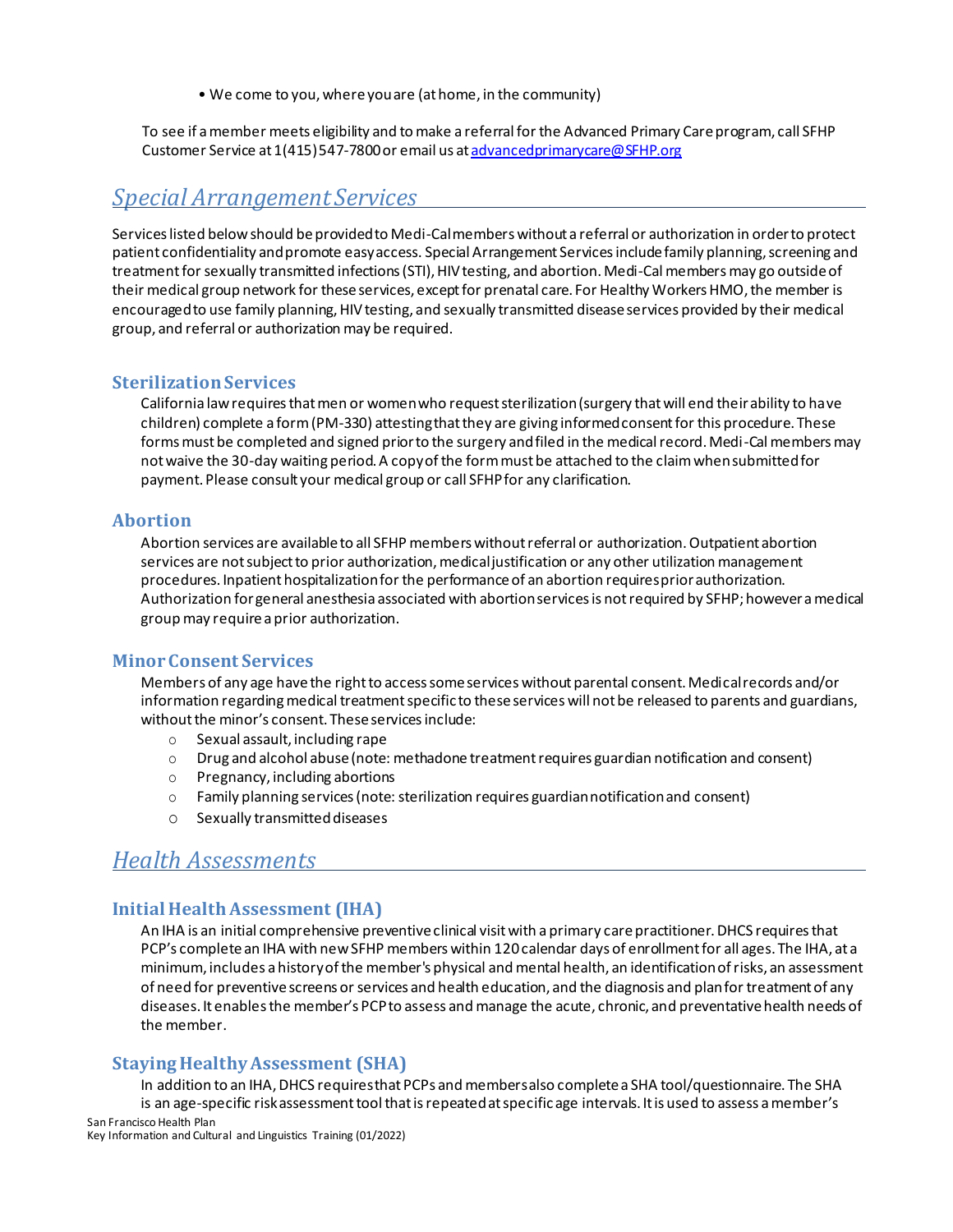- We come to you, where you are (at home, in the community)

To see if a member meets eligibility and to make a referral for the Advanced Primary Care program, call SFHP Customer Service at 1(415) 547-7800 or email us at advancedprimarycare@SFHP.org

## *Special Arrangement Services*

Services listed below should be provided to Medi-Cal members without a referral or authorization in order to protect patient confidentiality and promote easy access. Special Arrangement Services include family planning, screening and treatment for sexually transmitted infections (STI), HIV testing, and abortion. Medi-Cal members may go outside of their medical group network for these services, except for prenatal care. For Healthy Workers HMO, the member is encouraged to use family planning, HIV testing, and sexually transmitted disease services provided by their medical group, and referral or authorization may be required.

### Sterilization Services

California law requires that men or women who request sterilization (surgery that will end their ability to have children) complete a form (PM-330) attesting that they are giving informed consent for this procedure. These forms must be completed and signed prior to the surgery and filed in the medical record. Medi-Cal members may not waive the 30-day waiting period. A copy of the form must be attached to the claim when submitted for payment. Please consult your medical group or call SFHP for any clarification.

### Abortion

Abortion services are available to all SFHP members without referral or authorization. Outpatient abortion services are not subject to prior authorization, medical justification or any other utilization management procedures. Inpatient hospitalization for the performance of an abortion requires prior authorization. Authorization for general anesthesia associated with abortion services is not required by SFHP; however a medical group may require a prior authorization.

### Minor Consent Services

Members of any age have the right to access some services without parental consent. Medical records and/or information regarding medical treatment specific to these services will not be released to parents and guardians, without the minor's consent. These services include:

- Sexual assault, including rape
- Drug and alcohol abuse (note: methadone treatment requires guardian notification and consent)
- Pregnancy, including abortions
- Family planning services (note: sterilization requires guardian notification and consent)
- Sexually transmitted diseases

## *Health Assessments*

### Initial Health Assessment (IHA)

An IHA is an initial comprehensive preventive clinical visit with a primary care practitioner. DHCS requires that PCP's complete an IHA with new SFHP members within 120 calendar days of enrollment for all ages. The IHA, at a minimum, includes a history of the member's physical and mental health, an identification of risks, an assessment of need for preventive screens or services and health education, and the diagnosis and plan for treatment of any diseases. It enables the member's PCP to assess and manage the acute, chronic, and preventative health needs of the member.

### Staying Healthy Assessment (SHA)

In addition to an IHA, DHCS requires that PCPs and members also complete a SHA tool/questionnaire. The SHA is an age-specific risk assessment tool that is repeated at specific age intervals. It is used to assess a member's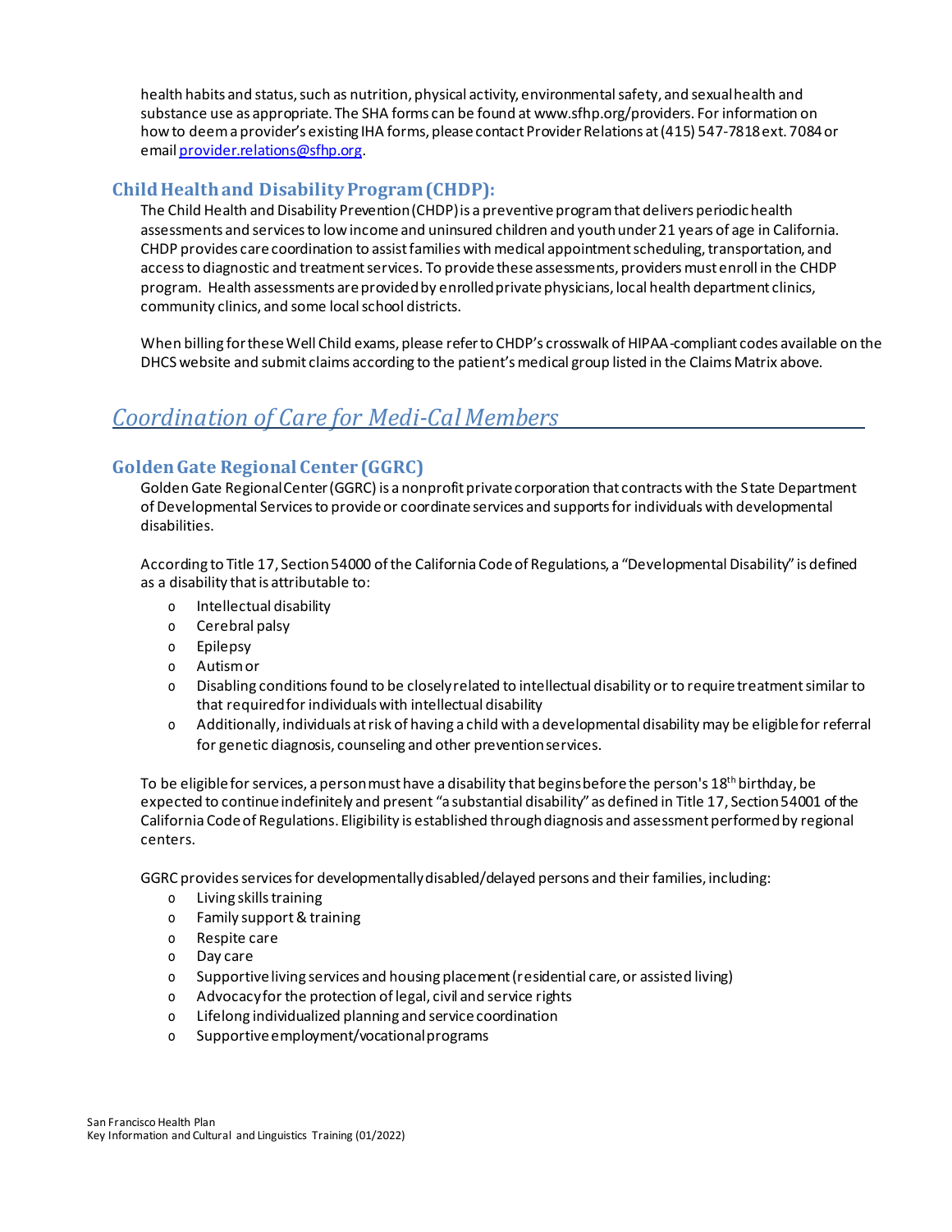health habits and status, such as nutrition, physical activity, environmental safety, and sexual health and substance use as appropriate. The SHA forms can be found at www.sfhp.org/providers. For information on how to deem a provider's existing IHA forms, please contact Provider Relations at (415) 547-7818 ext. 7084 or email provider.relations@sfhp.org.

### Child Health and Disability Program (CHDP):

The Child Health and Disability Prevention (CHDP) is a preventive program that delivers periodic health assessments and services to low income and uninsured children and youth under 21 years of age in California. CHDP provides care coordination to assist families with medical appointment scheduling, transportation, and access to diagnostic and treatment services. To provide these assessments, providers must enroll in the CHDP program. Health assessments are provided by enrolled private physicians, local health department clinics, community clinics, and some local school districts.

When billing for these Well Child exams, please refer to CHDP's crosswalk of HIPAA-compliant codes available on the DHCS website and submit claims according to the patient's medical group listed in the Claims Matrix above.

## *Coordination of Care for Medi-Cal Members*

### Golden Gate Regional Center (GGRC)

Golden Gate Regional Center (GGRC) is a nonprofit private corporation that contracts with the State Department of Developmental Services to provide or coordinate services and supports for individuals with developmental disabilities.

According to Title 17, Section 54000 of the California Code of Regulations, a "Developmental Disability" is defined as a disability that is attributable to:

- Intellectual disability
- Cerebral palsy
- Epilepsy
- Autism or
- Disabling conditions found to be closely related to intellectual disability or to require treatment similar to that required for individuals with intellectual disability
- Additionally, individuals at risk of having a child with a developmental disability may be eligible for referral for genetic diagnosis, counseling and other prevention services.

To be eligible for services, a person must have a disability that begins before the person's 18th birthday, be expected to continue indefinitely and present "a substantial disability" as defined in Title 17, Section 54001 of the California Code of Regulations. Eligibility is established through diagnosis and assessment performed by regional centers.

GGRC provides services for developmentally disabled/delayed persons and their families, including:

- Living skills training
- Family support & training
- Respite care
- Day care
- Supportive living services and housing placement (residential care, or assisted living)
- Advocacy for the protection of legal, civil and service rights
- Lifelong individualized planning and service coordination
- Supportive employment/vocational programs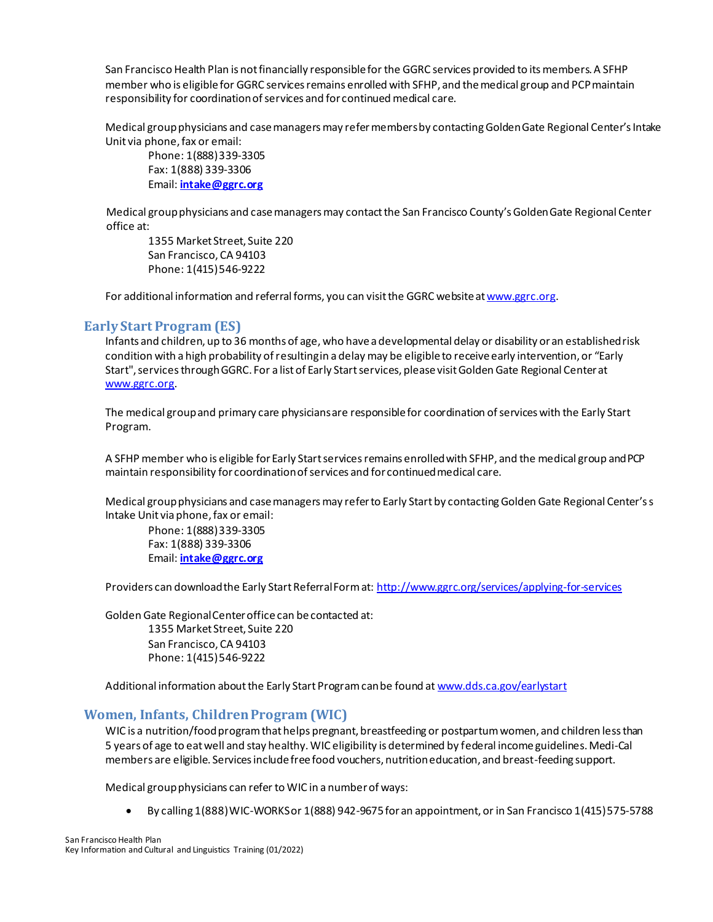San Francisco Health Plan is not financially responsible for the GGRC services provided to its members. A SFHP member who is eligible for GGRC services remains enrolled with SFHP, and the medical group and PCP maintain responsibility for coordination of services and for continued medical care.

Medical group physicians and case managers may refer members by contacting Golden Gate Regional Center's Intake Unit via phone, fax or email:

Phone: 1(888) 339-3305
Fax: 1(888) 339-3306
Email: **intake@ggrc.org**

Medical group physicians and case managers may contact the San Francisco County's Golden Gate Regional Center office at:

1355 Market Street, Suite 220
San Francisco, CA 94103
Phone: 1(415) 546-9222

For additional information and referral forms, you can visit the GGRC website at www.ggrc.org.

## Early Start Program (ES)

Infants and children, up to 36 months of age, who have a developmental delay or disability or an established risk condition with a high probability of resulting in a delay may be eligible to receive early intervention, or "Early Start", services through GGRC. For a list of Early Start services, please visit Golden Gate Regional Center at www.ggrc.org.

The medical group and primary care physicians are responsible for coordination of services with the Early Start Program.

A SFHP member who is eligible for Early Start services remains enrolled with SFHP, and the medical group and PCP maintain responsibility for coordination of services and for continued medical care.

Medical group physicians and case managers may refer to Early Start by contacting Golden Gate Regional Center's s Intake Unit via phone, fax or email:

Phone: 1(888) 339-3305
Fax: 1(888) 339-3306
Email: **intake@ggrc.org**

Providers can download the Early Start Referral Form at: http://www.ggrc.org/services/applying-for-services

Golden Gate Regional Center office can be contacted at:

1355 Market Street, Suite 220
San Francisco, CA 94103
Phone: 1(415) 546-9222

Additional information about the Early Start Program can be found at www.dds.ca.gov/earlystart

## Women, Infants, Children Program (WIC)

WIC is a nutrition/food program that helps pregnant, breastfeeding or postpartum women, and children less than 5 years of age to eat well and stay healthy. WIC eligibility is determined by federal income guidelines. Medi-Cal members are eligible. Services include free food vouchers, nutrition education, and breast-feeding support.

Medical group physicians can refer to WIC in a number of ways:

- By calling 1(888) WIC-WORKS or 1(888) 942-9675 for an appointment, or in San Francisco 1(415) 575-5788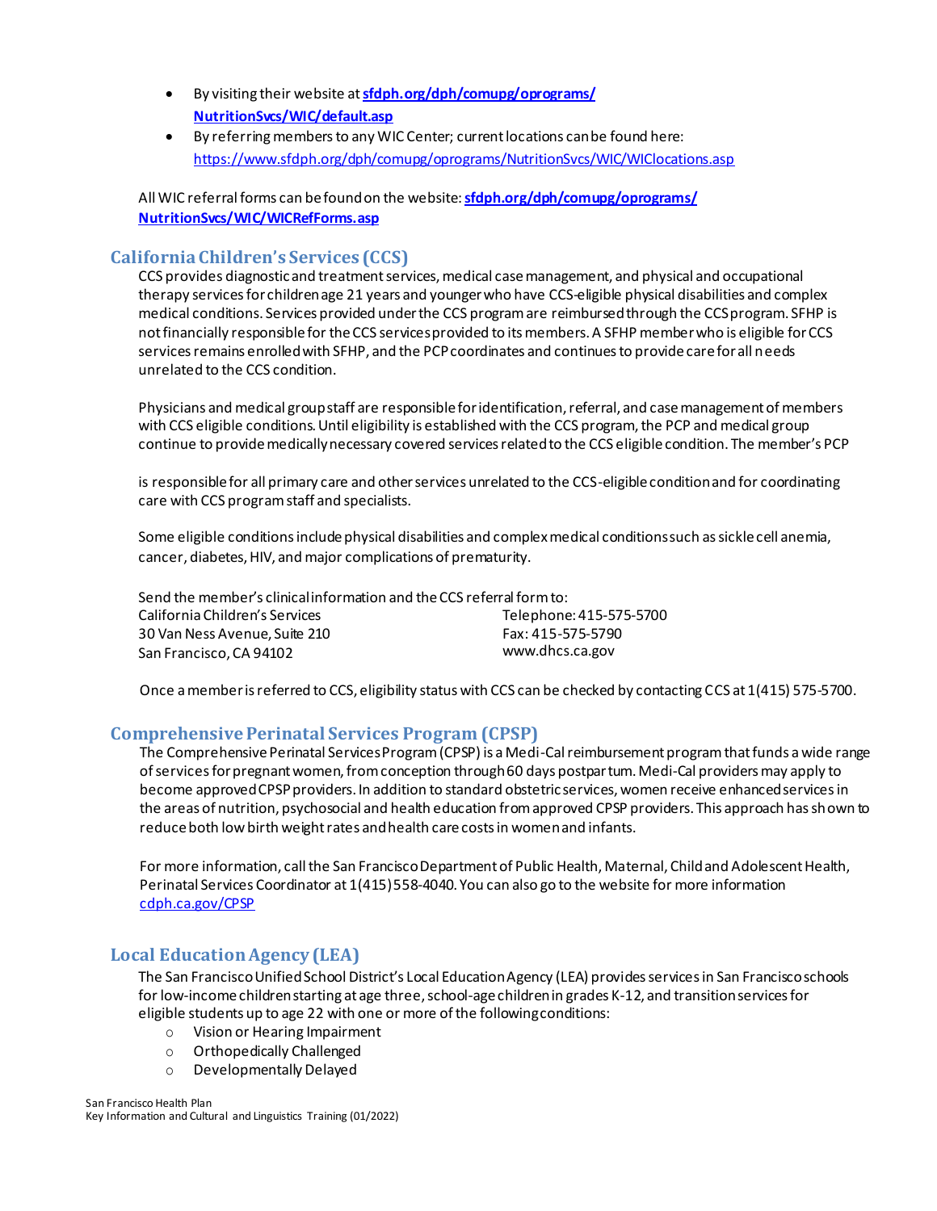- By visiting their website at **sfdph.org/dph/comupg/oprograms/NutritionSvcs/WIC/default.asp**
- By referring members to any WIC Center; current locations can be found here: https://www.sfdph.org/dph/comupg/oprograms/NutritionSvcs/WIC/WIClocations.asp

All WIC referral forms can be found on the website: **sfdph.org/dph/comupg/oprograms/NutritionSvcs/WIC/WICRefForms.asp**

## California Children's Services (CCS)

CCS provides diagnostic and treatment services, medical case management, and physical and occupational therapy services for children age 21 years and younger who have CCS-eligible physical disabilities and complex medical conditions. Services provided under the CCS program are reimbursed through the CCS program. SFHP is not financially responsible for the CCS services provided to its members. A SFHP member who is eligible for CCS services remains enrolled with SFHP, and the PCP coordinates and continues to provide care for all needs unrelated to the CCS condition.

Physicians and medical group staff are responsible for identification, referral, and case management of members with CCS eligible conditions. Until eligibility is established with the CCS program, the PCP and medical group continue to provide medically necessary covered services related to the CCS eligible condition. The member's PCP is responsible for all primary care and other services unrelated to the CCS-eligible condition and for coordinating care with CCS program staff and specialists.

Some eligible conditions include physical disabilities and complex medical conditions such as sickle cell anemia, cancer, diabetes, HIV, and major complications of prematurity.

Send the member's clinical information and the CCS referral form to:

California Children's Services
30 Van Ness Avenue, Suite 210
San Francisco, CA 94102

Telephone: 415-575-5700
Fax: 415-575-5790
www.dhcs.ca.gov

Once a member is referred to CCS, eligibility status with CCS can be checked by contacting CCS at 1(415) 575-5700.

## Comprehensive Perinatal Services Program (CPSP)

The Comprehensive Perinatal Services Program (CPSP) is a Medi-Cal reimbursement program that funds a wide range of services for pregnant women, from conception through 60 days postpartum. Medi-Cal providers may apply to become approved CPSP providers. In addition to standard obstetric services, women receive enhanced services in the areas of nutrition, psychosocial and health education from approved CPSP providers. This approach has shown to reduce both low birth weight rates and health care costs in women and infants.

For more information, call the San Francisco Department of Public Health, Maternal, Child and Adolescent Health, Perinatal Services Coordinator at 1(415) 558-4040. You can also go to the website for more information cdph.ca.gov/CPSP

## Local Education Agency (LEA)

The San Francisco Unified School District's Local Education Agency (LEA) provides services in San Francisco schools for low-income children starting at age three, school-age children in grades K-12, and transition services for eligible students up to age 22 with one or more of the following conditions:

- Vision or Hearing Impairment
- Orthopedically Challenged
- Developmentally Delayed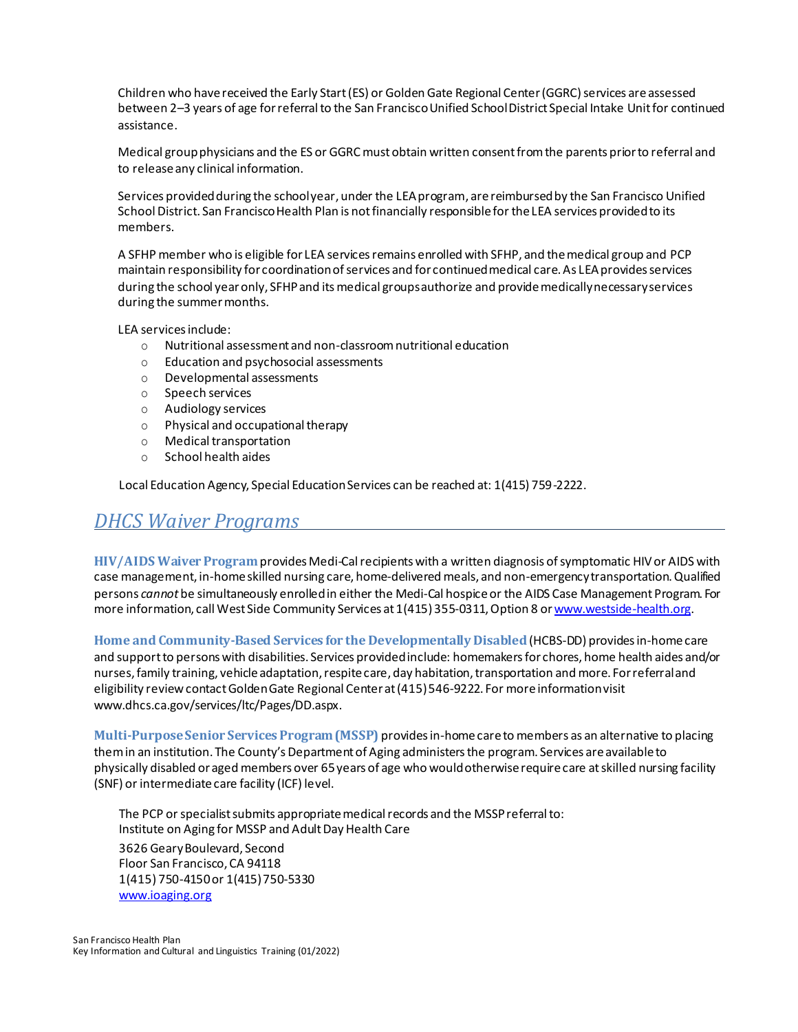Children who have received the Early Start (ES) or Golden Gate Regional Center (GGRC) services are assessed between 2–3 years of age for referral to the San Francisco Unified School District Special Intake Unit for continued assistance.

Medical group physicians and the ES or GGRC must obtain written consent from the parents prior to referral and to release any clinical information.

Services provided during the school year, under the LEA program, are reimbursed by the San Francisco Unified School District. San Francisco Health Plan is not financially responsible for the LEA services provided to its members.

A SFHP member who is eligible for LEA services remains enrolled with SFHP, and the medical group and PCP maintain responsibility for coordination of services and for continued medical care. As LEA provides services during the school year only, SFHP and its medical groups authorize and provide medically necessary services during the summer months.

LEA services include:

- Nutritional assessment and non-classroom nutritional education
- Education and psychosocial assessments
- Developmental assessments
- Speech services
- Audiology services
- Physical and occupational therapy
- Medical transportation
- School health aides

Local Education Agency, Special Education Services can be reached at: 1(415) 759-2222.

## *DHCS Waiver Programs*

**HIV/AIDS Waiver Program** provides Medi-Cal recipients with a written diagnosis of symptomatic HIV or AIDS with case management, in-home skilled nursing care, home-delivered meals, and non-emergency transportation. Qualified persons *cannot* be simultaneously enrolled in either the Medi-Cal hospice or the AIDS Case Management Program. For more information, call West Side Community Services at 1(415) 355-0311, Option 8 or [www.westside-health.org](http://www.westside-health.org).

**Home and Community-Based Services for the Developmentally Disabled** (HCBS-DD) provides in-home care and support to persons with disabilities. Services provided include: homemakers for chores, home health aides and/or nurses, family training, vehicle adaptation, respite care, day habitation, transportation and more. For referral and eligibility review contact Golden Gate Regional Center at (415) 546-9222. For more information visit www.dhcs.ca.gov/services/ltc/Pages/DD.aspx.

**Multi-Purpose Senior Services Program (MSSP)** provides in-home care to members as an alternative to placing them in an institution. The County's Department of Aging administers the program. Services are available to physically disabled or aged members over 65 years of age who would otherwise require care at skilled nursing facility (SNF) or intermediate care facility (ICF) level.

The PCP or specialist submits appropriate medical records and the MSSP referral to:
Institute on Aging for MSSP and Adult Day Health Care

3626 Geary Boulevard, Second
Floor San Francisco, CA 94118
1(415) 750-4150 or 1(415) 750-5330
[www.ioaging.org](http://www.ioaging.org)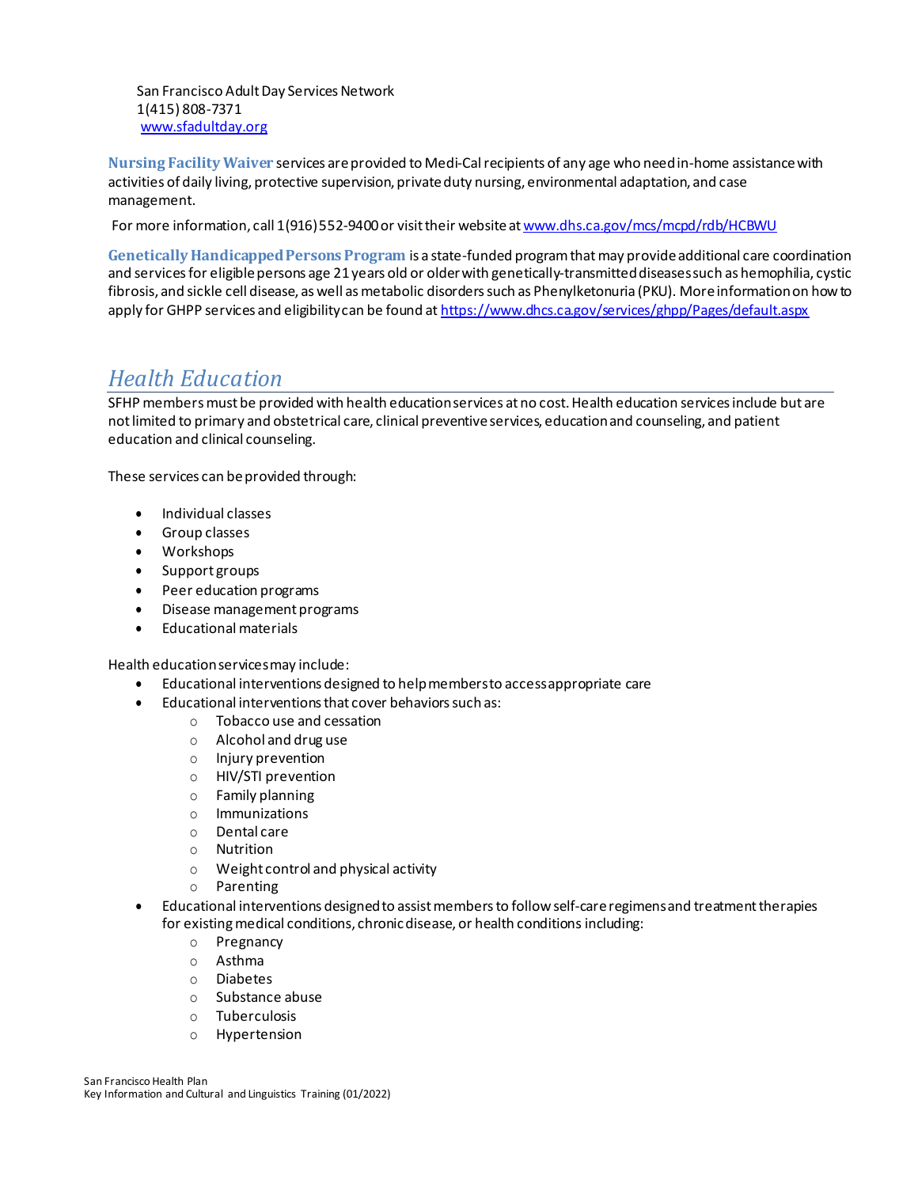San Francisco Adult Day Services Network
1(415) 808-7371
[www.sfadultday.org](www.sfadultday.org)

**Nursing Facility Waiver** services are provided to Medi-Cal recipients of any age who need in-home assistance with activities of daily living, protective supervision, private duty nursing, environmental adaptation, and case management.

For more information, call 1(916) 552-9400 or visit their website at [www.dhs.ca.gov/mcs/mcpd/rdb/HCBWU](www.dhs.ca.gov/mcs/mcpd/rdb/HCBWU)

**Genetically Handicapped Persons Program** is a state-funded program that may provide additional care coordination and services for eligible persons age 21 years old or older with genetically-transmitted diseases such as hemophilia, cystic fibrosis, and sickle cell disease, as well as metabolic disorders such as Phenylketonuria (PKU). More information on how to apply for GHPP services and eligibility can be found at [https://www.dhcs.ca.gov/services/ghpp/Pages/default.aspx](https://www.dhcs.ca.gov/services/ghpp/Pages/default.aspx)

## *Health Education*

SFHP members must be provided with health education services at no cost. Health education services include but are not limited to primary and obstetrical care, clinical preventive services, education and counseling, and patient education and clinical counseling.

These services can be provided through:

- Individual classes
- Group classes
- Workshops
- Support groups
- Peer education programs
- Disease management programs
- Educational materials

Health education services may include:

- Educational interventions designed to help members to access appropriate care
- Educational interventions that cover behaviors such as:
  - Tobacco use and cessation
  - Alcohol and drug use
  - Injury prevention
  - HIV/STI prevention
  - Family planning
  - Immunizations
  - Dental care
  - Nutrition
  - Weight control and physical activity
  - Parenting
- Educational interventions designed to assist members to follow self-care regimens and treatment therapies for existing medical conditions, chronic disease, or health conditions including:
  - Pregnancy
  - Asthma
  - Diabetes
  - Substance abuse
  - Tuberculosis
  - Hypertension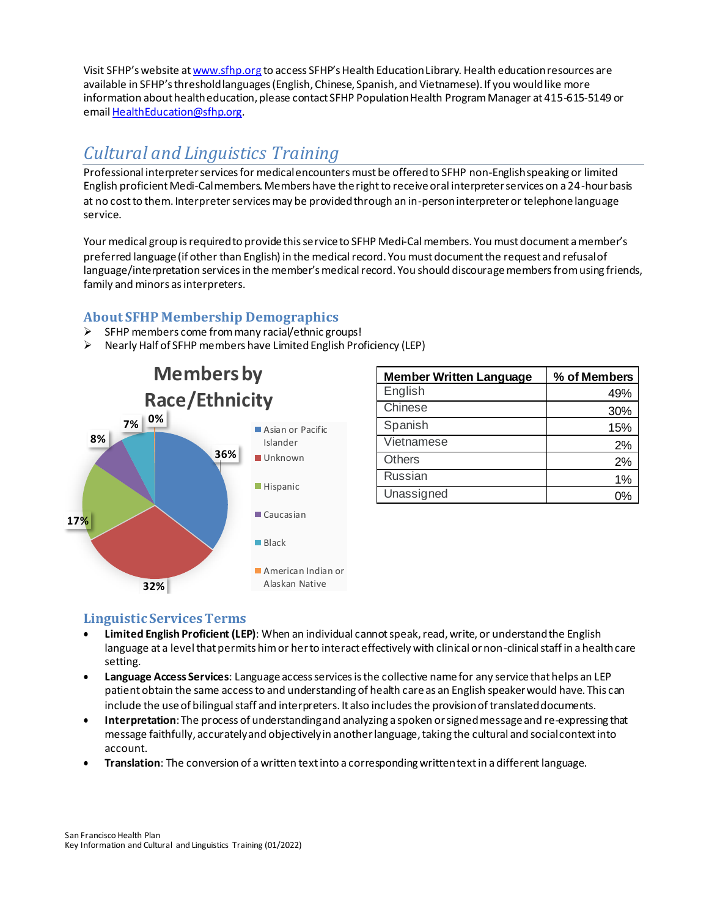Visit SFHP's website at www.sfhp.org to access SFHP's Health Education Library. Health education resources are available in SFHP's threshold languages (English, Chinese, Spanish, and Vietnamese). If you would like more information about health education, please contact SFHP Population Health Program Manager at 415-615-5149 or email HealthEducation@sfhp.org.

## *Cultural and Linguistics Training*

Professional interpreter services for medical encounters must be offered to SFHP non-English speaking or limited English proficient Medi-Cal members. Members have the right to receive oral interpreter services on a 24-hour basis at no cost to them. Interpreter services may be provided through an in-person interpreter or telephone language service.

Your medical group is required to provide this service to SFHP Medi-Cal members. You must document a member's preferred language (if other than English) in the medical record. You must document the request and refusal of language/interpretation services in the member's medical record. You should discourage members from using friends, family and minors as interpreters.

### About SFHP Membership Demographics

- SFHP members come from many racial/ethnic groups!
- Nearly Half of SFHP members have Limited English Proficiency (LEP)

**Members by Race/Ethnicity**

| Race/Ethnicity | % |
|---|---|
| Asian or Pacific Islander | 36% |
| Unknown | 32% |
| Hispanic | 17% |
| Caucasian | 8% |
| Black | 7% |
| American Indian or Alaskan Native | 0% |

| Member Written Language | % of Members |
|---|---|
| English | 49% |
| Chinese | 30% |
| Spanish | 15% |
| Vietnamese | 2% |
| Others | 2% |
| Russian | 1% |
| Unassigned | 0% |

### Linguistic Services Terms

- **Limited English Proficient (LEP)**: When an individual cannot speak, read, write, or understand the English language at a level that permits him or her to interact effectively with clinical or non-clinical staff in a health care setting.
- **Language Access Services**: Language access services is the collective name for any service that helps an LEP patient obtain the same access to and understanding of health care as an English speaker would have. This can include the use of bilingual staff and interpreters. It also includes the provision of translated documents.
- **Interpretation**: The process of understanding and analyzing a spoken or signed message and re-expressing that message faithfully, accurately and objectively in another language, taking the cultural and social context into account.
- **Translation**: The conversion of a written text into a corresponding written text in a different language.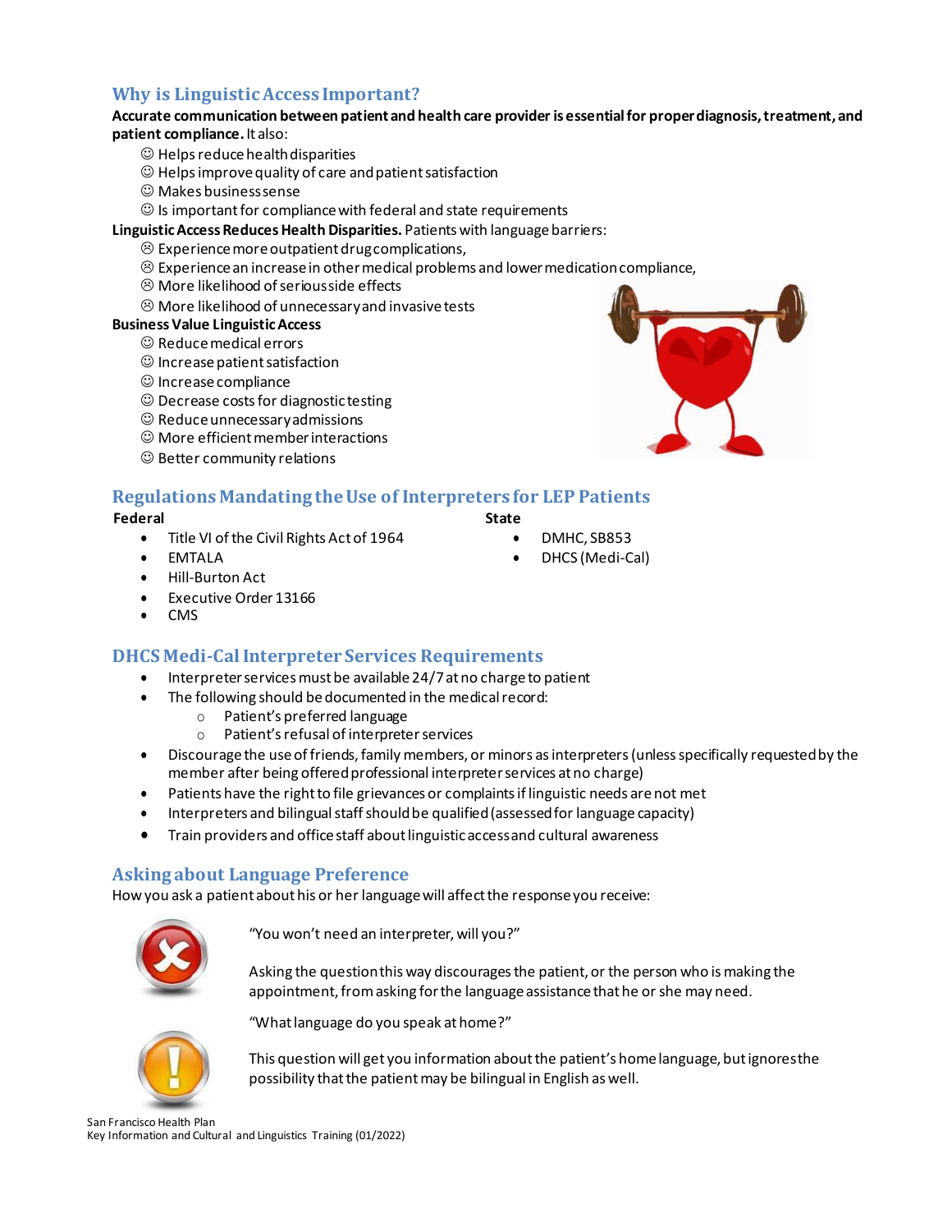## Why is Linguistic Access Important?

**Accurate communication between patient and health care provider is essential for proper diagnosis, treatment, and patient compliance.** It also:

- ☺ Helps reduce health disparities
- ☺ Helps improve quality of care and patient satisfaction
- ☺ Makes business sense
- ☺ Is important for compliance with federal and state requirements

**Linguistic Access Reduces Health Disparities.** Patients with language barriers:

- ☹ Experience more outpatient drug complications,
- ☹ Experience an increase in other medical problems and lower medication compliance,
- ☹ More likelihood of serious side effects
- ☹ More likelihood of unnecessary and invasive tests

**Business Value Linguistic Access**

- ☺ Reduce medical errors
- ☺ Increase patient satisfaction
- ☺ Increase compliance
- ☺ Decrease costs for diagnostic testing
- ☺ Reduce unnecessary admissions
- ☺ More efficient member interactions
- ☺ Better community relations

## Regulations Mandating the Use of Interpreters for LEP Patients

**Federal**

- Title VI of the Civil Rights Act of 1964
- EMTALA
- Hill-Burton Act
- Executive Order 13166
- CMS

**State**

- DMHC, SB853
- DHCS (Medi-Cal)

## DHCS Medi-Cal Interpreter Services Requirements

- Interpreter services must be available 24/7 at no charge to patient
- The following should be documented in the medical record:
  - Patient's preferred language
  - Patient's refusal of interpreter services
- Discourage the use of friends, family members, or minors as interpreters (unless specifically requested by the member after being offered professional interpreter services at no charge)
- Patients have the right to file grievances or complaints if linguistic needs are not met
- Interpreters and bilingual staff should be qualified (assessed for language capacity)
- Train providers and office staff about linguistic access and cultural awareness

## Asking about Language Preference

How you ask a patient about his or her language will affect the response you receive:

"You won't need an interpreter, will you?"

Asking the question this way discourages the patient, or the person who is making the appointment, from asking for the language assistance that he or she may need.

"What language do you speak at home?"

This question will get you information about the patient's home language, but ignores the possibility that the patient may be bilingual in English as well.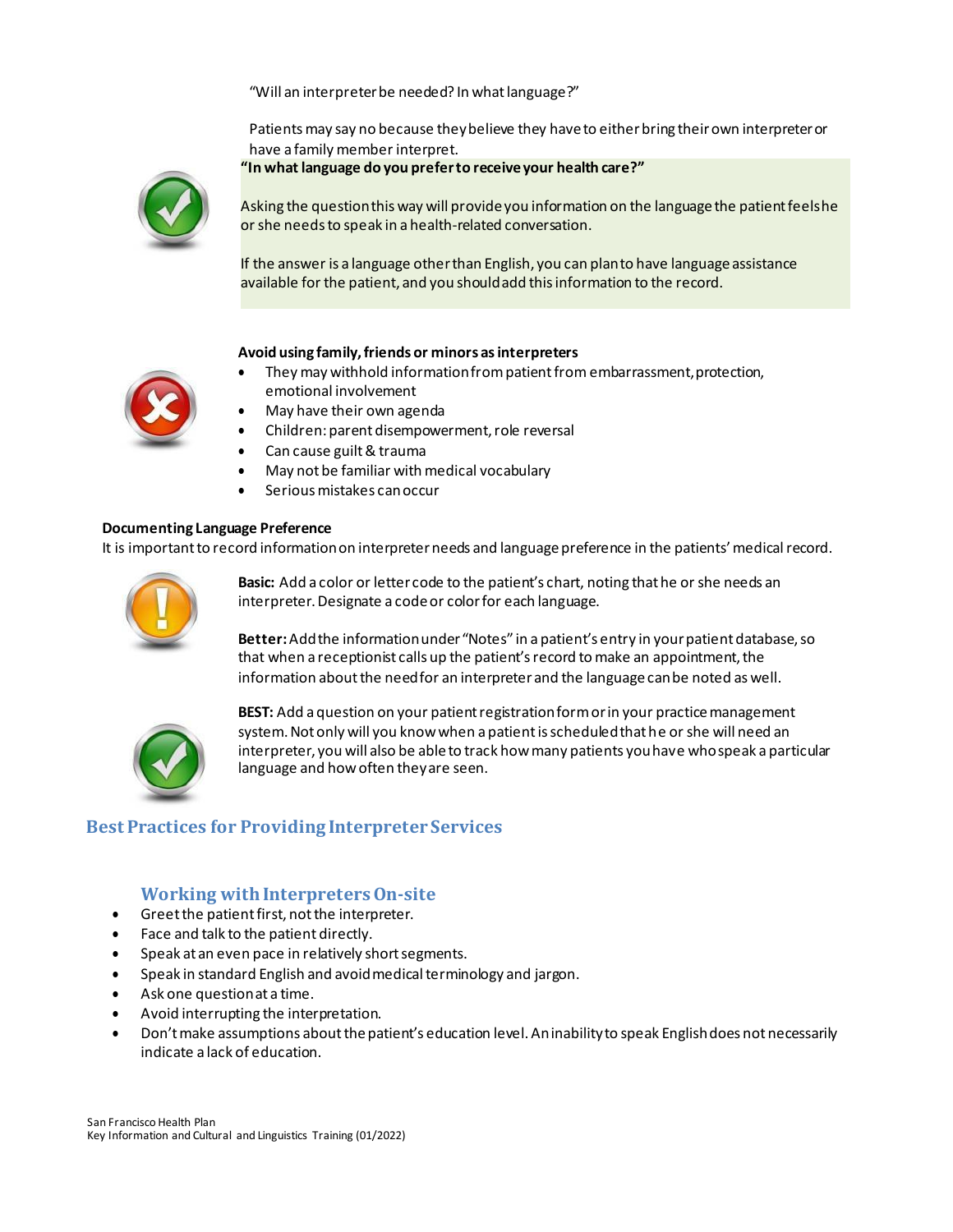"Will an interpreter be needed? In what language?"

Patients may say no because they believe they have to either bring their own interpreter or have a family member interpret.

**"In what language do you prefer to receive your health care?"**

Asking the question this way will provide you information on the language the patient feels he or she needs to speak in a health-related conversation.

If the answer is a language other than English, you can plan to have language assistance available for the patient, and you should add this information to the record.

**Avoid using family, friends or minors as interpreters**

- They may withhold information from patient from embarrassment, protection, emotional involvement
- May have their own agenda
- Children: parent disempowerment, role reversal
- Can cause guilt & trauma
- May not be familiar with medical vocabulary
- Serious mistakes can occur

**Documenting Language Preference**

It is important to record information on interpreter needs and language preference in the patients' medical record.

**Basic:** Add a color or letter code to the patient's chart, noting that he or she needs an interpreter. Designate a code or color for each language.

**Better:** Add the information under "Notes" in a patient's entry in your patient database, so that when a receptionist calls up the patient's record to make an appointment, the information about the need for an interpreter and the language can be noted as well.

**BEST:** Add a question on your patient registration form or in your practice management system. Not only will you know when a patient is scheduled that he or she will need an interpreter, you will also be able to track how many patients you have who speak a particular language and how often they are seen.

## Best Practices for Providing Interpreter Services

### Working with Interpreters On-site

- Greet the patient first, not the interpreter.
- Face and talk to the patient directly.
- Speak at an even pace in relatively short segments.
- Speak in standard English and avoid medical terminology and jargon.
- Ask one question at a time.
- Avoid interrupting the interpretation.
- Don't make assumptions about the patient's education level. An inability to speak English does not necessarily indicate a lack of education.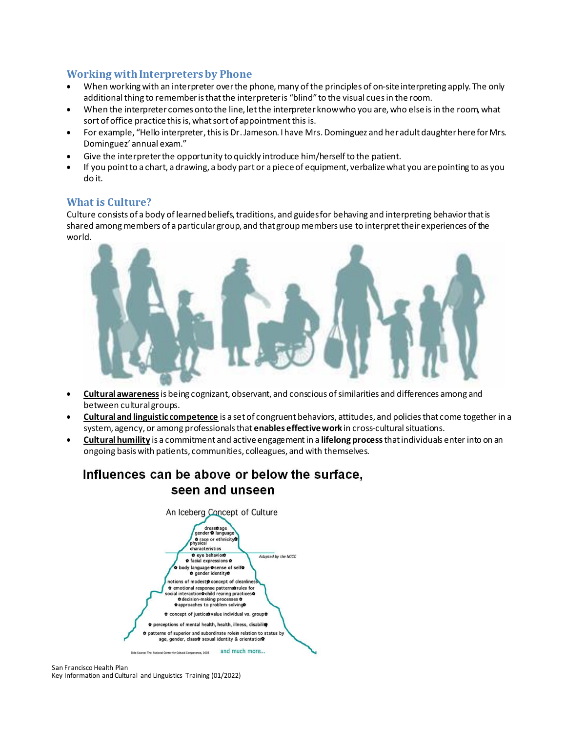### Working with Interpreters by Phone

- When working with an interpreter over the phone, many of the principles of on-site interpreting apply. The only additional thing to remember is that the interpreter is "blind" to the visual cues in the room.
- When the interpreter comes onto the line, let the interpreter know who you are, who else is in the room, what sort of office practice this is, what sort of appointment this is.
- For example, "Hello interpreter, this is Dr. Jameson. I have Mrs. Dominguez and her adult daughter here for Mrs. Dominguez' annual exam."
- Give the interpreter the opportunity to quickly introduce him/herself to the patient.
- If you point to a chart, a drawing, a body part or a piece of equipment, verbalize what you are pointing to as you do it.

### What is Culture?

Culture consists of a body of learned beliefs, traditions, and guides for behaving and interpreting behavior that is shared among members of a particular group, and that group members use to interpret their experiences of the world.

- **Cultural awareness** is being cognizant, observant, and conscious of similarities and differences among and between cultural groups.
- **Cultural and linguistic competence** is a set of congruent behaviors, attitudes, and policies that come together in a system, agency, or among professionals that **enables effective work** in cross-cultural situations.
- **Cultural humility** is a commitment and active engagement in a **lifelong process** that individuals enter into on an ongoing basis with patients, communities, colleagues, and with themselves.

**Influences can be above or below the surface, seen and unseen**

An Iceberg Concept of Culture

dress ✿ age
gender ✿ language
✿ race or ethnicity ✿
physical characteristics

*Adapted by the NCCC*

✿ eye behavior ✿
✿ facial expressions ✿
✿ body language ✿ sense of self ✿
✿ gender identity ✿
notions of modesty ✿ concept of cleanliness
✿ emotional response patterns ✿ rules for social interaction ✿ child rearing practices ✿
✿ decision-making processes ✿
✿ approaches to problem solving ✿
✿ concept of justice ✿ value individual vs. group ✿
✿ perceptions of mental health, health, illness, disability ✿
✿ patterns of superior and subordinate role in relation to status by age, gender, class ✿ sexual identity & orientation ✿

and much more...

Slide Source: The National Center for Cultural Competence, 2005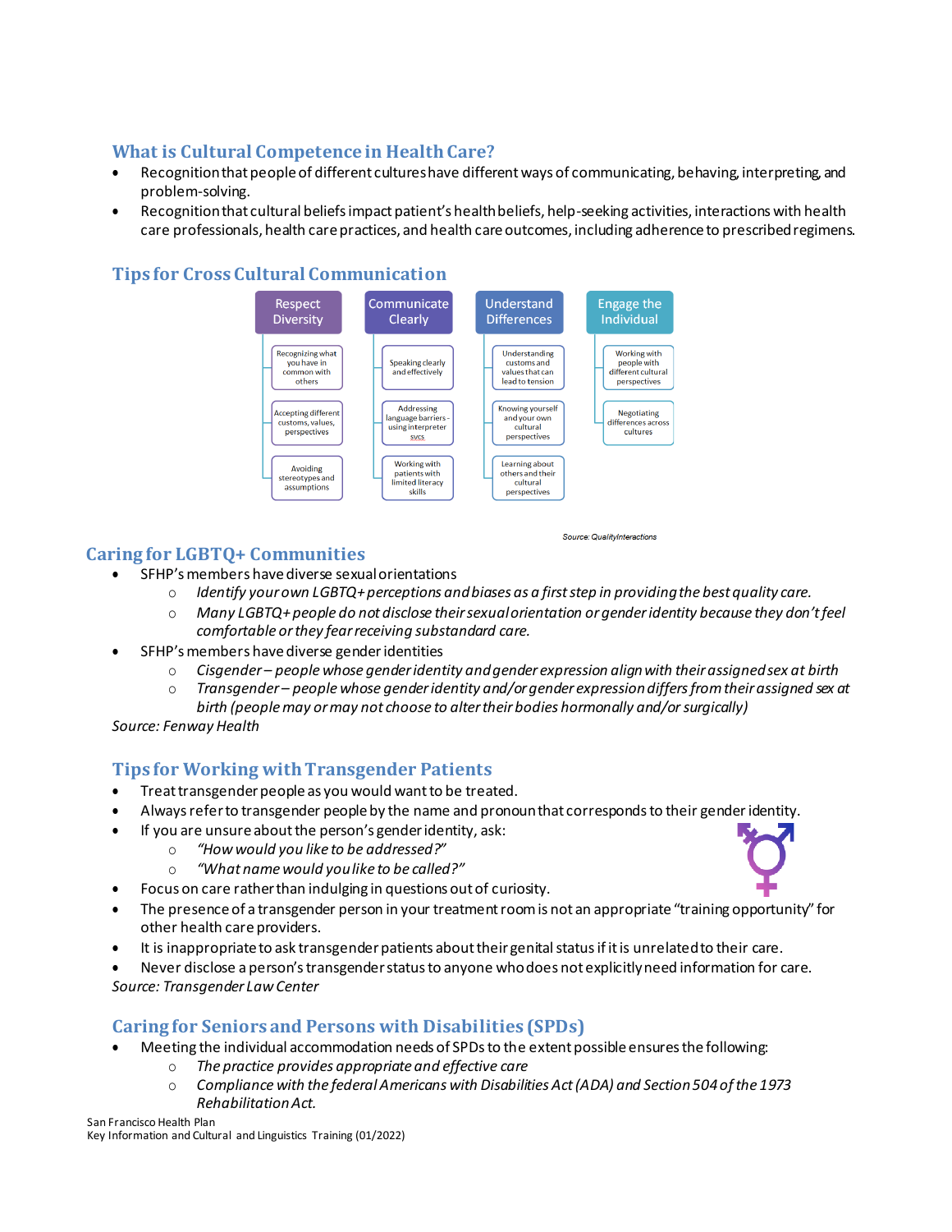## What is Cultural Competence in Health Care?

- Recognition that people of different cultures have different ways of communicating, behaving, interpreting, and problem-solving.
- Recognition that cultural beliefs impact patient's health beliefs, help-seeking activities, interactions with health care professionals, health care practices, and health care outcomes, including adherence to prescribed regimens.

## Tips for Cross Cultural Communication

| Respect Diversity | Communicate Clearly | Understand Differences | Engage the Individual |
|---|---|---|---|
| Recognizing what you have in common with others | Speaking clearly and effectively | Understanding customs and values that can lead to tension | Working with people with different cultural perspectives |
| Accepting different customs, values, perspectives | Addressing language barriers - using interpreter svcs | Knowing yourself and your own cultural perspectives | Negotiating differences across cultures |
| Avoiding stereotypes and assumptions | Working with patients with limited literacy skills | Learning about others and their cultural perspectives | |

*Source: QualityInteractions*

## Caring for LGBTQ+ Communities

- SFHP's members have diverse sexual orientations
  - *Identify your own LGBTQ+ perceptions and biases as a first step in providing the best quality care.*
  - *Many LGBTQ+ people do not disclose their sexual orientation or gender identity because they don't feel comfortable or they fear receiving substandard care.*
- SFHP's members have diverse gender identities
  - *Cisgender – people whose gender identity and gender expression align with their assigned sex at birth*
  - *Transgender – people whose gender identity and/or gender expression differs from their assigned sex at birth (people may or may not choose to alter their bodies hormonally and/or surgically)*

*Source: Fenway Health*

## Tips for Working with Transgender Patients

- Treat transgender people as you would want to be treated.
- Always refer to transgender people by the name and pronoun that corresponds to their gender identity.
- If you are unsure about the person's gender identity, ask:
  - *"How would you like to be addressed?"*
  - *"What name would you like to be called?"*
- Focus on care rather than indulging in questions out of curiosity.
- The presence of a transgender person in your treatment room is not an appropriate "training opportunity" for other health care providers.
- It is inappropriate to ask transgender patients about their genital status if it is unrelated to their care.
- Never disclose a person's transgender status to anyone who does not explicitly need information for care.

*Source: Transgender Law Center*

## Caring for Seniors and Persons with Disabilities (SPDs)

- Meeting the individual accommodation needs of SPDs to the extent possible ensures the following:
  - *The practice provides appropriate and effective care*
  - *Compliance with the federal Americans with Disabilities Act (ADA) and Section 504 of the 1973 Rehabilitation Act.*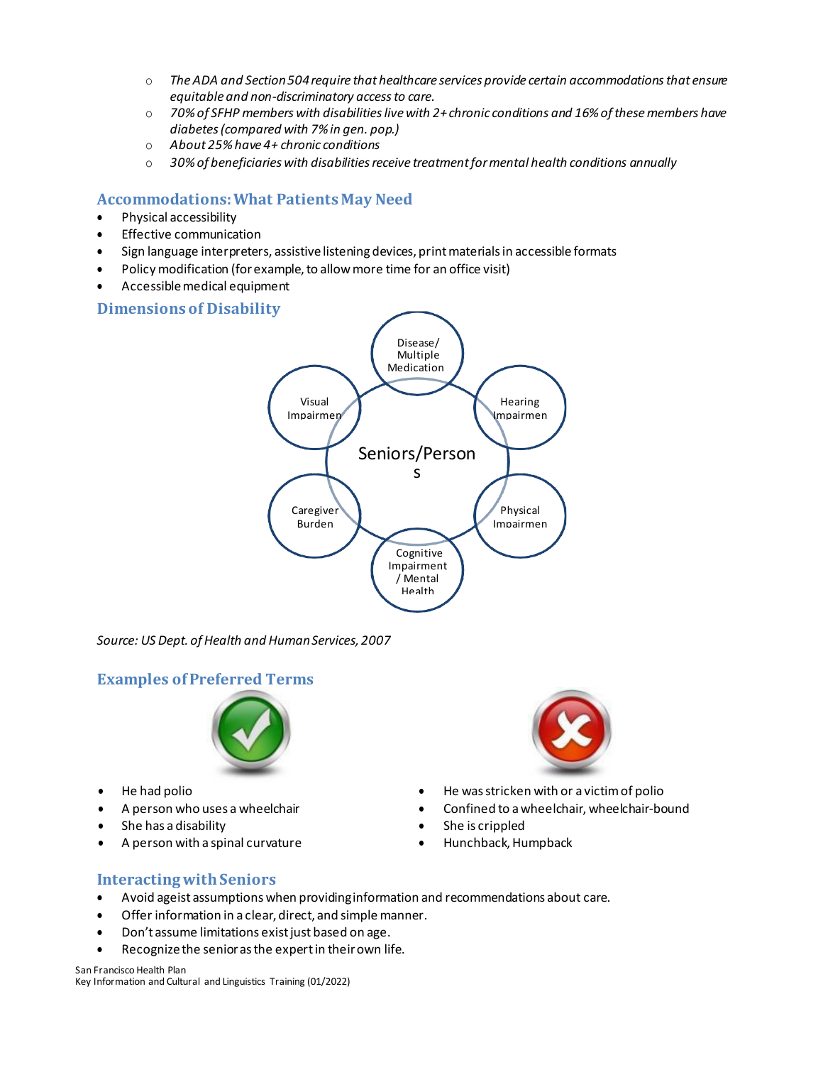- *The ADA and Section 504 require that healthcare services provide certain accommodations that ensure equitable and non-discriminatory access to care.*
- *70% of SFHP members with disabilities live with 2+ chronic conditions and 16% of these members have diabetes (compared with 7% in gen. pop.)*
- *About 25% have 4+ chronic conditions*
- *30% of beneficiaries with disabilities receive treatment for mental health conditions annually*

## Accommodations: What Patients May Need

- Physical accessibility
- Effective communication
- Sign language interpreters, assistive listening devices, print materials in accessible formats
- Policy modification (for example, to allow more time for an office visit)
- Accessible medical equipment

## Dimensions of Disability

Seniors/Persons

- Disease/ Multiple Medication
- Hearing Impairmen
- Physical Impairmen
- Cognitive Impairment / Mental Health
- Caregiver Burden
- Visual Impairmen

*Source: US Dept. of Health and Human Services, 2007*

## Examples of Preferred Terms

| ✓ | ✗ |
| --- | --- |
| He had polio | He was stricken with or a victim of polio |
| A person who uses a wheelchair | Confined to a wheelchair, wheelchair-bound |
| She has a disability | She is crippled |
| A person with a spinal curvature | Hunchback, Humpback |

## Interacting with Seniors

- Avoid ageist assumptions when providing information and recommendations about care.
- Offer information in a clear, direct, and simple manner.
- Don't assume limitations exist just based on age.
- Recognize the senior as the expert in their own life.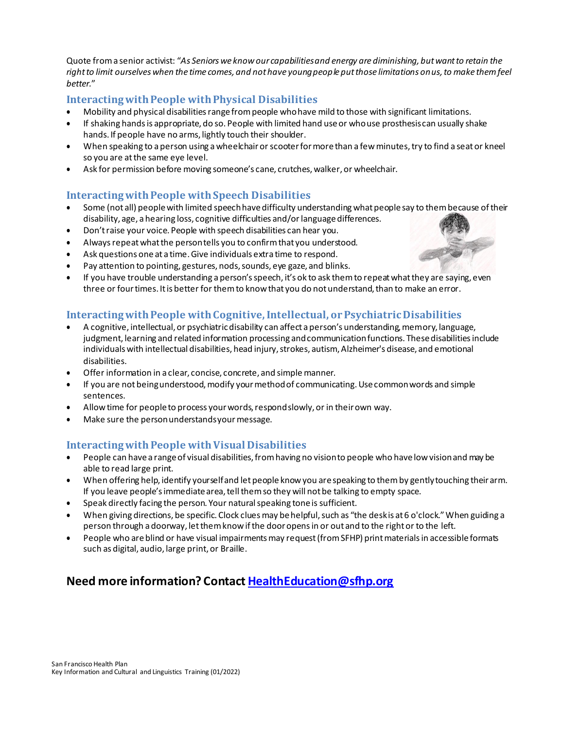Quote from a senior activist: "*As Seniors we know our capabilities and energy are diminishing, but want to retain the right to limit ourselves when the time comes, and not have young people put those limitations on us, to make them feel better.*"

### Interacting with People with Physical Disabilities

- Mobility and physical disabilities range from people who have mild to those with significant limitations.
- If shaking hands is appropriate, do so. People with limited hand use or who use prosthesis can usually shake hands. If people have no arms, lightly touch their shoulder.
- When speaking to a person using a wheelchair or scooter for more than a few minutes, try to find a seat or kneel so you are at the same eye level.
- Ask for permission before moving someone's cane, crutches, walker, or wheelchair.

### Interacting with People with Speech Disabilities

- Some (not all) people with limited speech have difficulty understanding what people say to them because of their disability, age, a hearing loss, cognitive difficulties and/or language differences.
- Don't raise your voice. People with speech disabilities can hear you.
- Always repeat what the person tells you to confirm that you understood.
- Ask questions one at a time. Give individuals extra time to respond.
- Pay attention to pointing, gestures, nods, sounds, eye gaze, and blinks.
- If you have trouble understanding a person's speech, it's ok to ask them to repeat what they are saying, even three or four times. It is better for them to know that you do not understand, than to make an error.

### Interacting with People with Cognitive, Intellectual, or Psychiatric Disabilities

- A cognitive, intellectual, or psychiatric disability can affect a person's understanding, memory, language, judgment, learning and related information processing and communication functions. These disabilities include individuals with intellectual disabilities, head injury, strokes, autism, Alzheimer's disease, and emotional disabilities.
- Offer information in a clear, concise, concrete, and simple manner.
- If you are not being understood, modify your method of communicating. Use common words and simple sentences.
- Allow time for people to process your words, respond slowly, or in their own way.
- Make sure the person understands your message.

### Interacting with People with Visual Disabilities

- People can have a range of visual disabilities, from having no vision to people who have low vision and may be able to read large print.
- When offering help, identify yourself and let people know you are speaking to them by gently touching their arm. If you leave people's immediate area, tell them so they will not be talking to empty space.
- Speak directly facing the person. Your natural speaking tone is sufficient.
- When giving directions, be specific. Clock clues may be helpful, such as "the desk is at 6 o'clock." When guiding a person through a doorway, let them know if the door opens in or out and to the right or to the left.
- People who are blind or have visual impairments may request (from SFHP) print materials in accessible formats such as digital, audio, large print, or Braille.

## Need more information? Contact [HealthEducation@sfhp.org](mailto:HealthEducation@sfhp.org)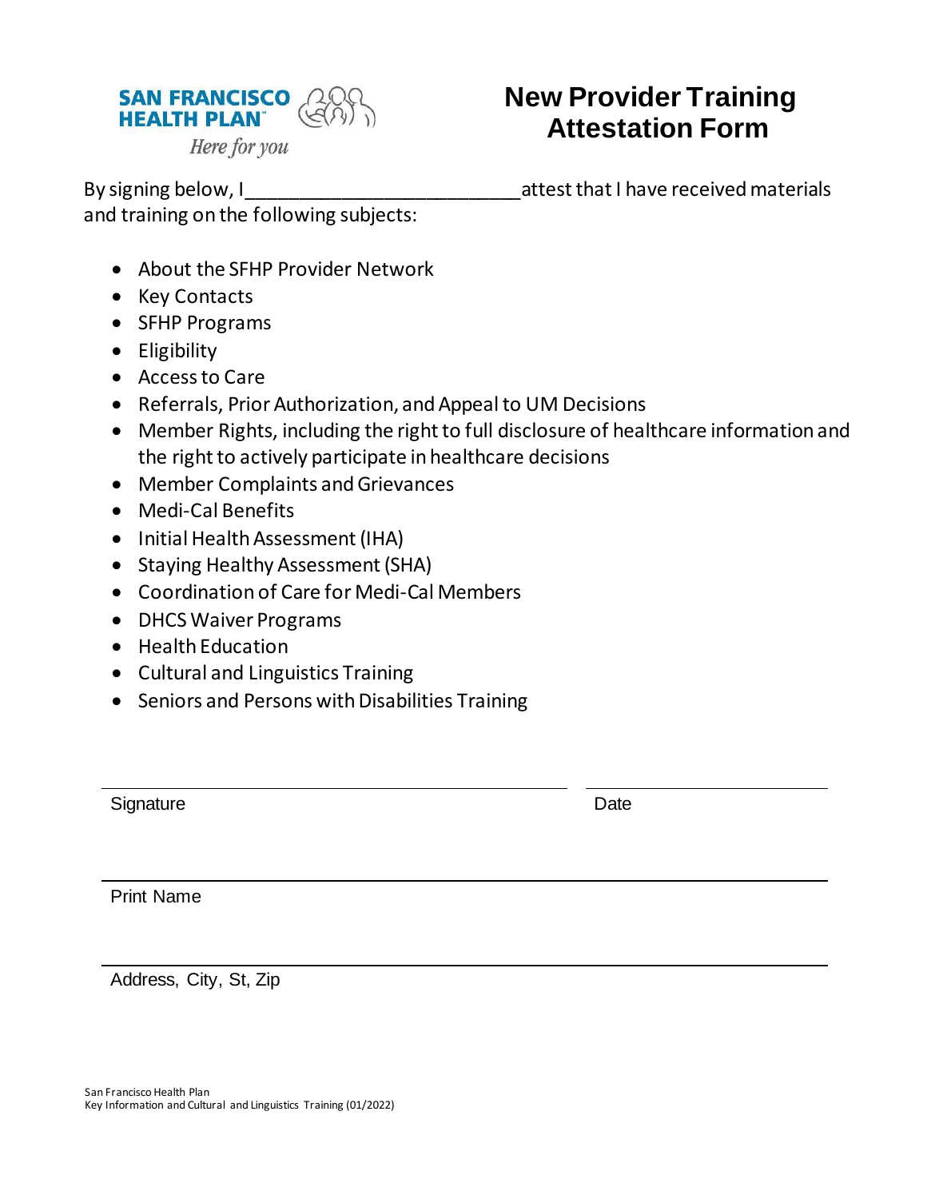SAN FRANCISCO HEALTH PLAN

*Here for you*

# New Provider Training Attestation Form

By signing below, I_________________________attest that I have received materials and training on the following subjects:

- About the SFHP Provider Network
- Key Contacts
- SFHP Programs
- Eligibility
- Access to Care
- Referrals, Prior Authorization, and Appeal to UM Decisions
- Member Rights, including the right to full disclosure of healthcare information and the right to actively participate in healthcare decisions
- Member Complaints and Grievances
- Medi-Cal Benefits
- Initial Health Assessment (IHA)
- Staying Healthy Assessment (SHA)
- Coordination of Care for Medi-Cal Members
- DHCS Waiver Programs
- Health Education
- Cultural and Linguistics Training
- Seniors and Persons with Disabilities Training

_______________________________________________ ________________________

Signature Date

_______________________________________________________________________

Print Name

_______________________________________________________________________

Address, City, St, Zip

San Francisco Health Plan
Key Information and Cultural and Linguistics Training (01/2022)